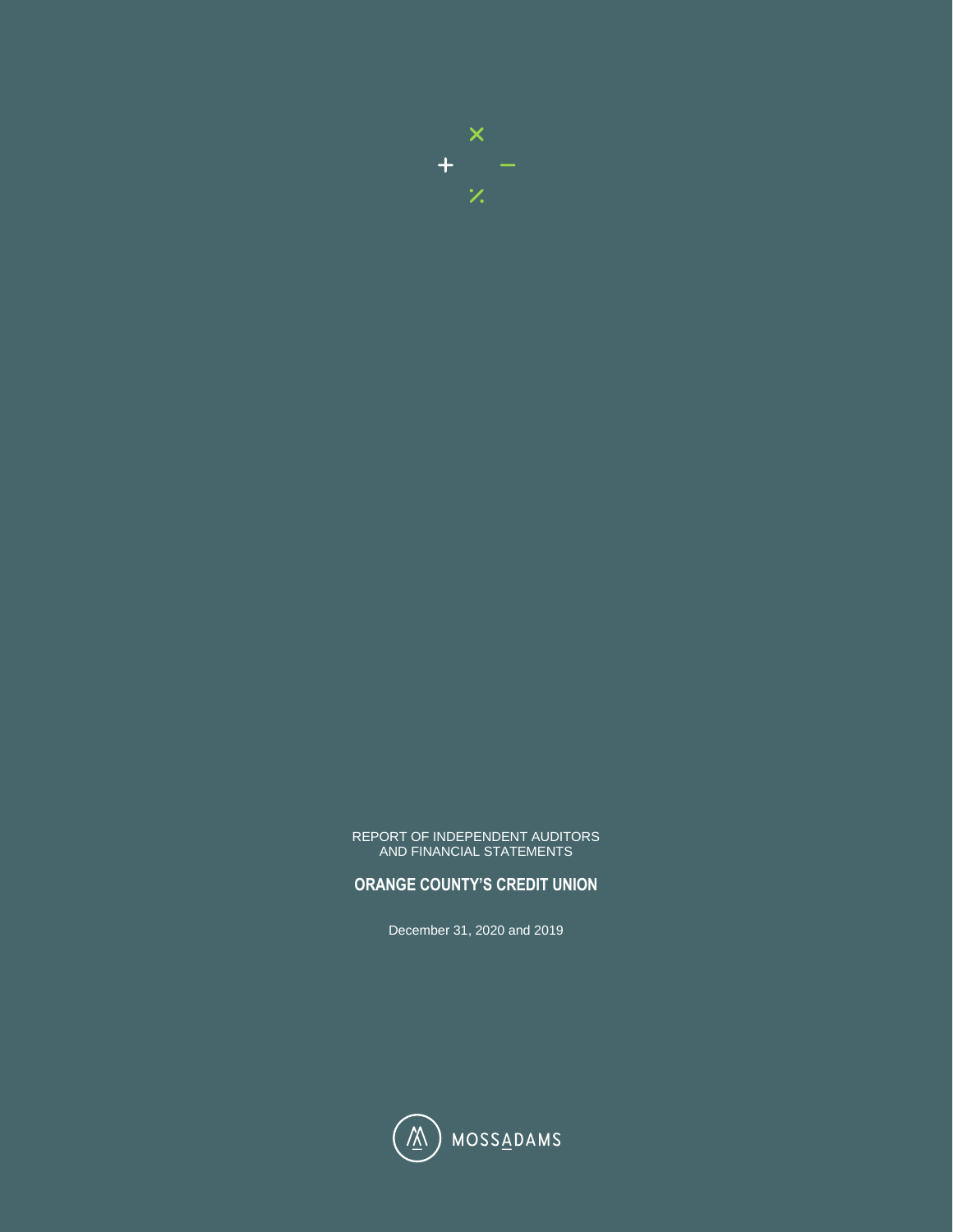REPORT OF INDEPENDENT AUDITORS
AND FINANCIAL STATEMENTS

**ORANGE COUNTY'S CREDIT UNION**

December 31, 2020 and 2019

MOSSADAMS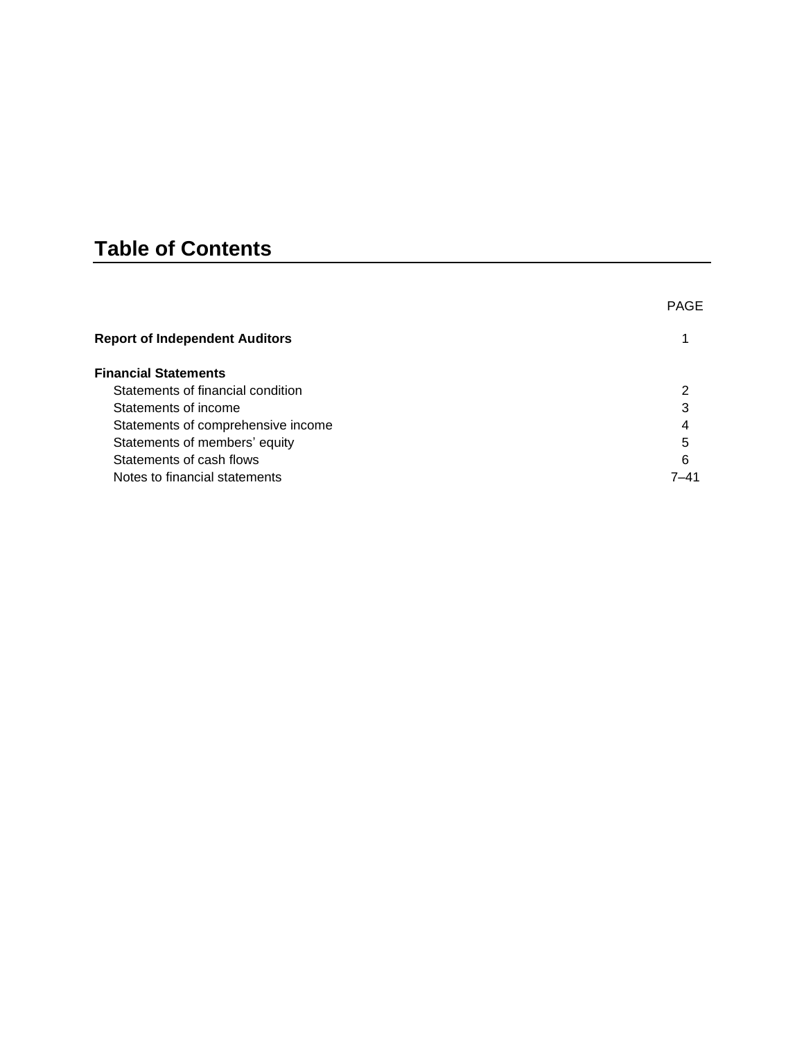# Table of Contents

| | PAGE |
|---|---|
| **Report of Independent Auditors** | 1 |
| **Financial Statements** | |
| Statements of financial condition | 2 |
| Statements of income | 3 |
| Statements of comprehensive income | 4 |
| Statements of members' equity | 5 |
| Statements of cash flows | 6 |
| Notes to financial statements | 7–41 |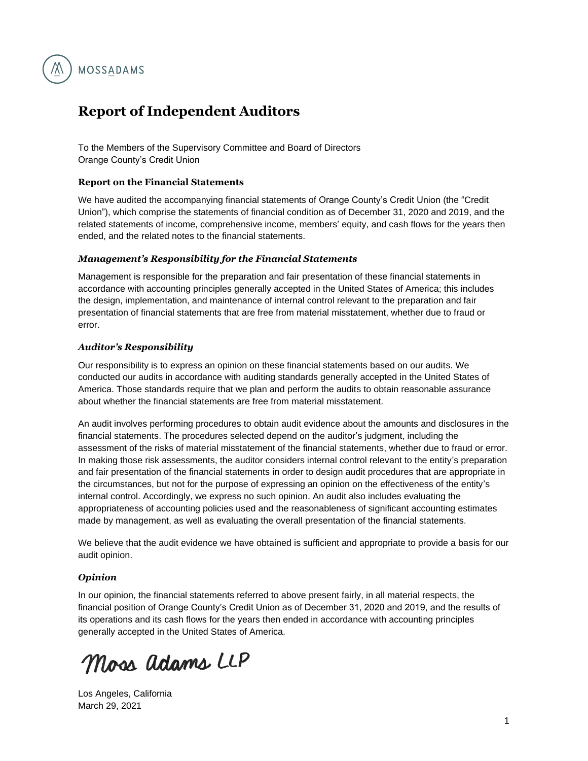MOSSADAMS

# Report of Independent Auditors

To the Members of the Supervisory Committee and Board of Directors
Orange County's Credit Union

### Report on the Financial Statements

We have audited the accompanying financial statements of Orange County's Credit Union (the "Credit Union"), which comprise the statements of financial condition as of December 31, 2020 and 2019, and the related statements of income, comprehensive income, members' equity, and cash flows for the years then ended, and the related notes to the financial statements.

### *Management's Responsibility for the Financial Statements*

Management is responsible for the preparation and fair presentation of these financial statements in accordance with accounting principles generally accepted in the United States of America; this includes the design, implementation, and maintenance of internal control relevant to the preparation and fair presentation of financial statements that are free from material misstatement, whether due to fraud or error.

### *Auditor's Responsibility*

Our responsibility is to express an opinion on these financial statements based on our audits. We conducted our audits in accordance with auditing standards generally accepted in the United States of America. Those standards require that we plan and perform the audits to obtain reasonable assurance about whether the financial statements are free from material misstatement.

An audit involves performing procedures to obtain audit evidence about the amounts and disclosures in the financial statements. The procedures selected depend on the auditor's judgment, including the assessment of the risks of material misstatement of the financial statements, whether due to fraud or error. In making those risk assessments, the auditor considers internal control relevant to the entity's preparation and fair presentation of the financial statements in order to design audit procedures that are appropriate in the circumstances, but not for the purpose of expressing an opinion on the effectiveness of the entity's internal control. Accordingly, we express no such opinion. An audit also includes evaluating the appropriateness of accounting policies used and the reasonableness of significant accounting estimates made by management, as well as evaluating the overall presentation of the financial statements.

We believe that the audit evidence we have obtained is sufficient and appropriate to provide a basis for our audit opinion.

### *Opinion*

In our opinion, the financial statements referred to above present fairly, in all material respects, the financial position of Orange County's Credit Union as of December 31, 2020 and 2019, and the results of its operations and its cash flows for the years then ended in accordance with accounting principles generally accepted in the United States of America.

Moss Adams LLP

Los Angeles, California
March 29, 2021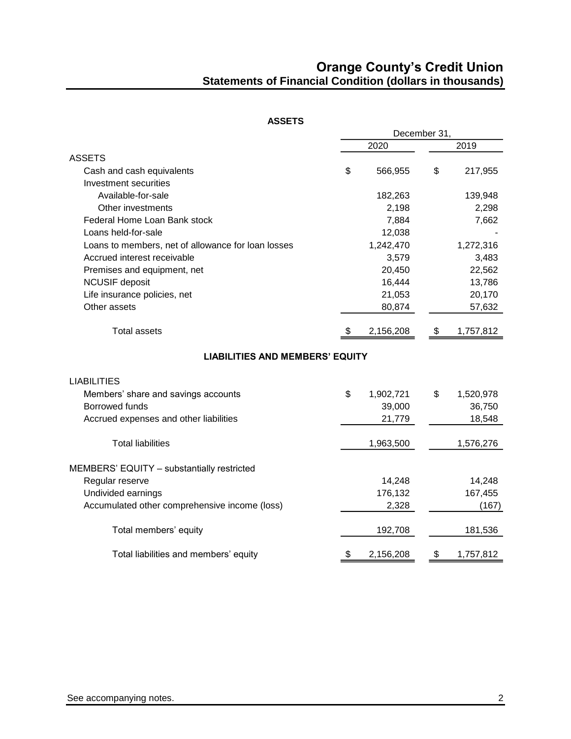# Orange County's Credit Union

## Statements of Financial Condition (dollars in thousands)

### ASSETS

| | December 31, 2020 | December 31, 2019 |
|---|---|---|
| **ASSETS** | | |
| Cash and cash equivalents | $ 566,955 | $ 217,955 |
| Investment securities | | |
| Available-for-sale | 182,263 | 139,948 |
| Other investments | 2,198 | 2,298 |
| Federal Home Loan Bank stock | 7,884 | 7,662 |
| Loans held-for-sale | 12,038 | - |
| Loans to members, net of allowance for loan losses | 1,242,470 | 1,272,316 |
| Accrued interest receivable | 3,579 | 3,483 |
| Premises and equipment, net | 20,450 | 22,562 |
| NCUSIF deposit | 16,444 | 13,786 |
| Life insurance policies, net | 21,053 | 20,170 |
| Other assets | 80,874 | 57,632 |
| Total assets | $ 2,156,208 | $ 1,757,812 |

### LIABILITIES AND MEMBERS' EQUITY

| | December 31, 2020 | December 31, 2019 |
|---|---|---|
| **LIABILITIES** | | |
| Members' share and savings accounts | $ 1,902,721 | $ 1,520,978 |
| Borrowed funds | 39,000 | 36,750 |
| Accrued expenses and other liabilities | 21,779 | 18,548 |
| Total liabilities | 1,963,500 | 1,576,276 |
| **MEMBERS' EQUITY – substantially restricted** | | |
| Regular reserve | 14,248 | 14,248 |
| Undivided earnings | 176,132 | 167,455 |
| Accumulated other comprehensive income (loss) | 2,328 | (167) |
| Total members' equity | 192,708 | 181,536 |
| Total liabilities and members' equity | $ 2,156,208 | $ 1,757,812 |

See accompanying notes.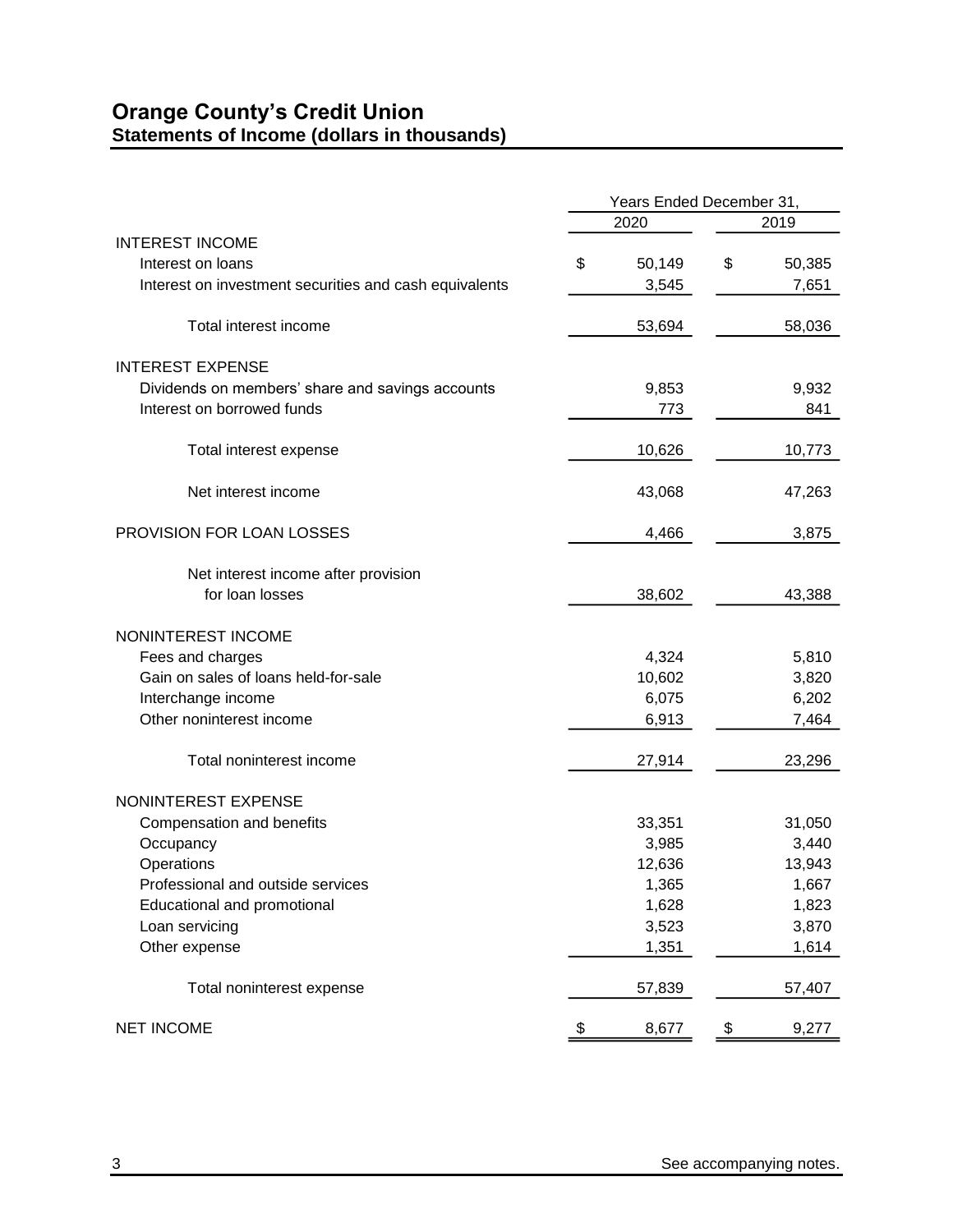# Orange County's Credit Union
## Statements of Income (dollars in thousands)

| | Years Ended December 31, | |
|---|---|---|
| | 2020 | 2019 |
| INTEREST INCOME | | |
| Interest on loans | $ 50,149 | $ 50,385 |
| Interest on investment securities and cash equivalents | 3,545 | 7,651 |
| Total interest income | 53,694 | 58,036 |
| INTEREST EXPENSE | | |
| Dividends on members' share and savings accounts | 9,853 | 9,932 |
| Interest on borrowed funds | 773 | 841 |
| Total interest expense | 10,626 | 10,773 |
| Net interest income | 43,068 | 47,263 |
| PROVISION FOR LOAN LOSSES | 4,466 | 3,875 |
| Net interest income after provision for loan losses | 38,602 | 43,388 |
| NONINTEREST INCOME | | |
| Fees and charges | 4,324 | 5,810 |
| Gain on sales of loans held-for-sale | 10,602 | 3,820 |
| Interchange income | 6,075 | 6,202 |
| Other noninterest income | 6,913 | 7,464 |
| Total noninterest income | 27,914 | 23,296 |
| NONINTEREST EXPENSE | | |
| Compensation and benefits | 33,351 | 31,050 |
| Occupancy | 3,985 | 3,440 |
| Operations | 12,636 | 13,943 |
| Professional and outside services | 1,365 | 1,667 |
| Educational and promotional | 1,628 | 1,823 |
| Loan servicing | 3,523 | 3,870 |
| Other expense | 1,351 | 1,614 |
| Total noninterest expense | 57,839 | 57,407 |
| NET INCOME | $ 8,677 | $ 9,277 |

See accompanying notes.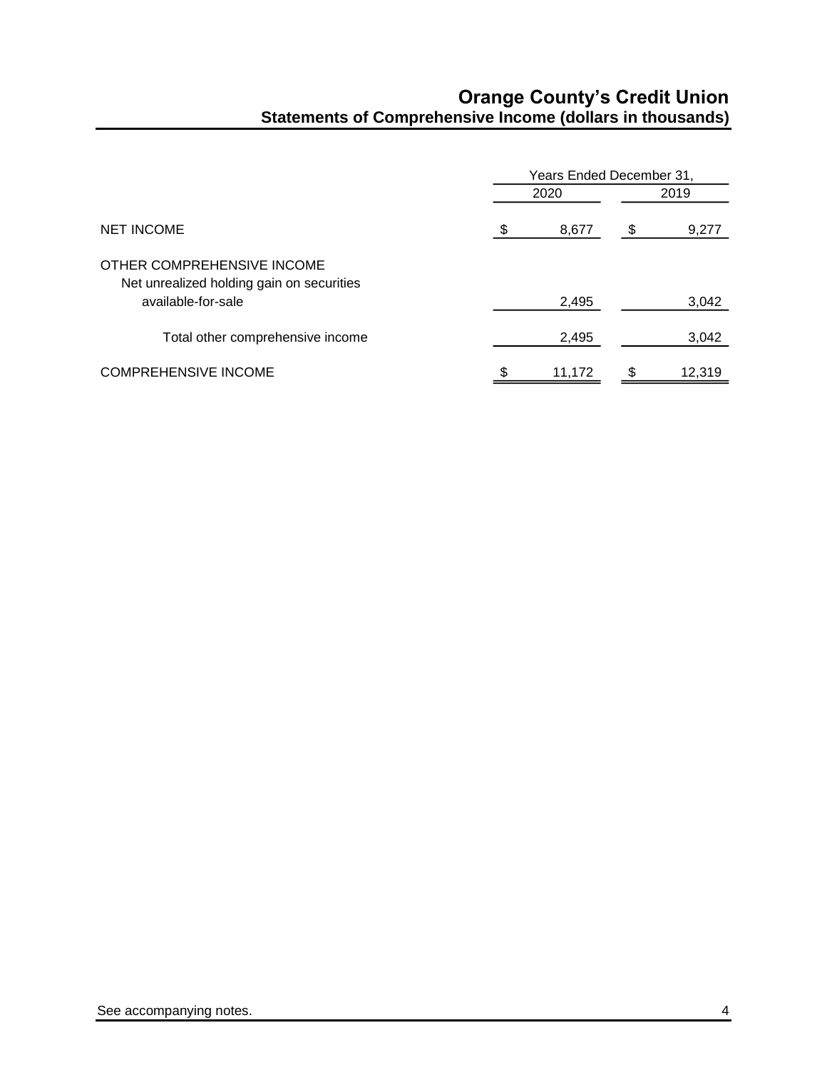# Orange County's Credit Union

## Statements of Comprehensive Income (dollars in thousands)

| | Years Ended December 31, | |
|---|---|---|
| | 2020 | 2019 |
| NET INCOME | $ 8,677 | $ 9,277 |
| OTHER COMPREHENSIVE INCOME | | |
| Net unrealized holding gain on securities available-for-sale | 2,495 | 3,042 |
| Total other comprehensive income | 2,495 | 3,042 |
| COMPREHENSIVE INCOME | $ 11,172 | $ 12,319 |

See accompanying notes.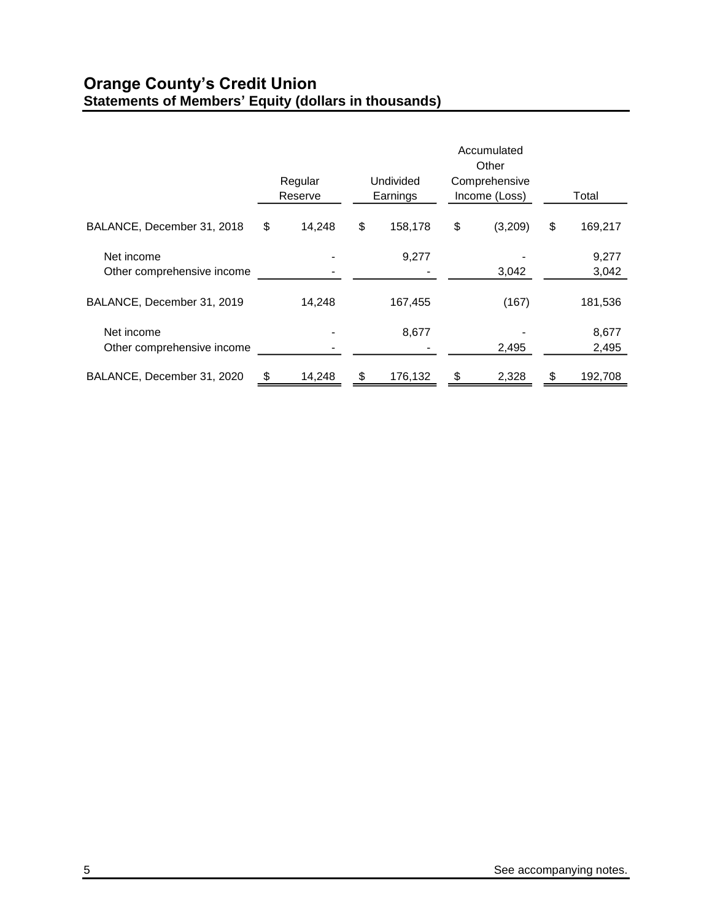# Orange County's Credit Union

## Statements of Members' Equity (dollars in thousands)

| | Regular Reserve | Undivided Earnings | Accumulated Other Comprehensive Income (Loss) | Total |
|---|---|---|---|---|
| BALANCE, December 31, 2018 | $ 14,248 | $ 158,178 | $ (3,209) | $ 169,217 |
| Net income | - | 9,277 | - | 9,277 |
| Other comprehensive income | - | - | 3,042 | 3,042 |
| BALANCE, December 31, 2019 | 14,248 | 167,455 | (167) | 181,536 |
| Net income | - | 8,677 | - | 8,677 |
| Other comprehensive income | - | - | 2,495 | 2,495 |
| BALANCE, December 31, 2020 | $ 14,248 | $ 176,132 | $ 2,328 | $ 192,708 |

See accompanying notes.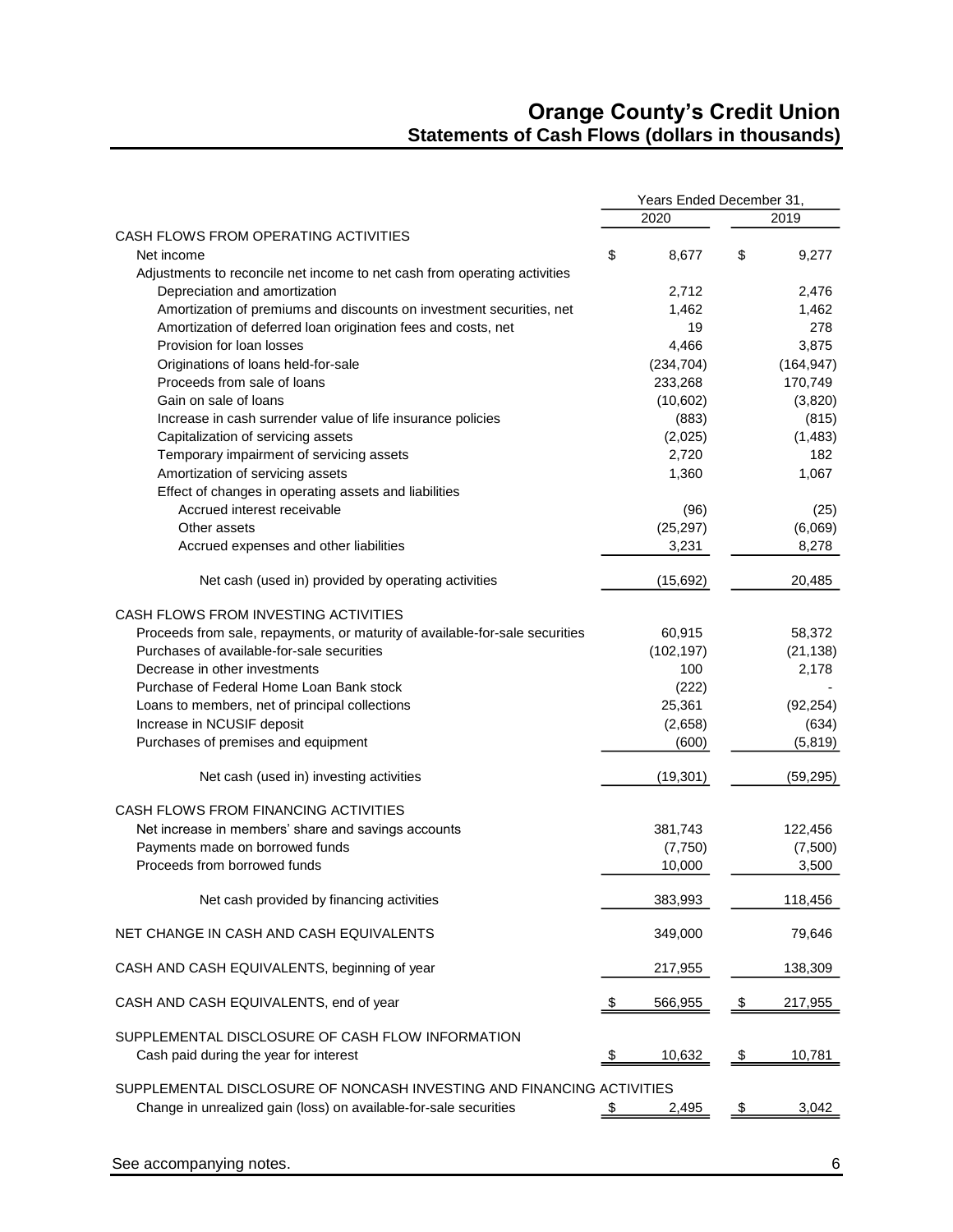# Orange County's Credit Union

## Statements of Cash Flows (dollars in thousands)

| | Years Ended December 31, | |
|---|---|---|
| | 2020 | 2019 |
| CASH FLOWS FROM OPERATING ACTIVITIES | | |
| Net income | $ 8,677 | $ 9,277 |
| Adjustments to reconcile net income to net cash from operating activities | | |
| Depreciation and amortization | 2,712 | 2,476 |
| Amortization of premiums and discounts on investment securities, net | 1,462 | 1,462 |
| Amortization of deferred loan origination fees and costs, net | 19 | 278 |
| Provision for loan losses | 4,466 | 3,875 |
| Originations of loans held-for-sale | (234,704) | (164,947) |
| Proceeds from sale of loans | 233,268 | 170,749 |
| Gain on sale of loans | (10,602) | (3,820) |
| Increase in cash surrender value of life insurance policies | (883) | (815) |
| Capitalization of servicing assets | (2,025) | (1,483) |
| Temporary impairment of servicing assets | 2,720 | 182 |
| Amortization of servicing assets | 1,360 | 1,067 |
| Effect of changes in operating assets and liabilities | | |
| Accrued interest receivable | (96) | (25) |
| Other assets | (25,297) | (6,069) |
| Accrued expenses and other liabilities | 3,231 | 8,278 |
| Net cash (used in) provided by operating activities | (15,692) | 20,485 |
| CASH FLOWS FROM INVESTING ACTIVITIES | | |
| Proceeds from sale, repayments, or maturity of available-for-sale securities | 60,915 | 58,372 |
| Purchases of available-for-sale securities | (102,197) | (21,138) |
| Decrease in other investments | 100 | 2,178 |
| Purchase of Federal Home Loan Bank stock | (222) | - |
| Loans to members, net of principal collections | 25,361 | (92,254) |
| Increase in NCUSIF deposit | (2,658) | (634) |
| Purchases of premises and equipment | (600) | (5,819) |
| Net cash (used in) investing activities | (19,301) | (59,295) |
| CASH FLOWS FROM FINANCING ACTIVITIES | | |
| Net increase in members' share and savings accounts | 381,743 | 122,456 |
| Payments made on borrowed funds | (7,750) | (7,500) |
| Proceeds from borrowed funds | 10,000 | 3,500 |
| Net cash provided by financing activities | 383,993 | 118,456 |
| NET CHANGE IN CASH AND CASH EQUIVALENTS | 349,000 | 79,646 |
| CASH AND CASH EQUIVALENTS, beginning of year | 217,955 | 138,309 |
| CASH AND CASH EQUIVALENTS, end of year | $ 566,955 | $ 217,955 |
| SUPPLEMENTAL DISCLOSURE OF CASH FLOW INFORMATION | | |
| Cash paid during the year for interest | $ 10,632 | $ 10,781 |
| SUPPLEMENTAL DISCLOSURE OF NONCASH INVESTING AND FINANCING ACTIVITIES | | |
| Change in unrealized gain (loss) on available-for-sale securities | $ 2,495 | $ 3,042 |

See accompanying notes.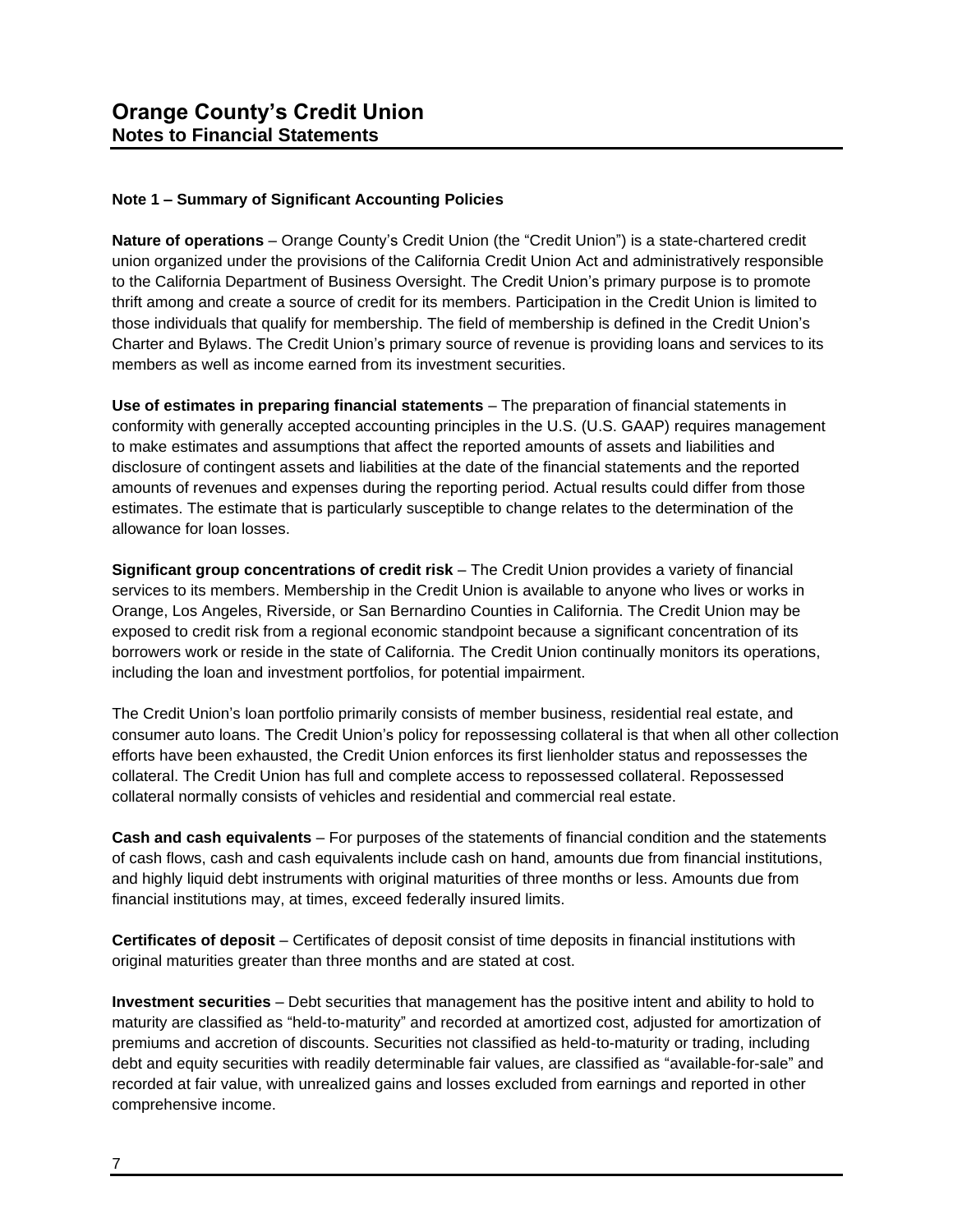# Orange County's Credit Union
## Notes to Financial Statements

### Note 1 – Summary of Significant Accounting Policies

**Nature of operations** – Orange County's Credit Union (the "Credit Union") is a state-chartered credit union organized under the provisions of the California Credit Union Act and administratively responsible to the California Department of Business Oversight. The Credit Union's primary purpose is to promote thrift among and create a source of credit for its members. Participation in the Credit Union is limited to those individuals that qualify for membership. The field of membership is defined in the Credit Union's Charter and Bylaws. The Credit Union's primary source of revenue is providing loans and services to its members as well as income earned from its investment securities.

**Use of estimates in preparing financial statements** – The preparation of financial statements in conformity with generally accepted accounting principles in the U.S. (U.S. GAAP) requires management to make estimates and assumptions that affect the reported amounts of assets and liabilities and disclosure of contingent assets and liabilities at the date of the financial statements and the reported amounts of revenues and expenses during the reporting period. Actual results could differ from those estimates. The estimate that is particularly susceptible to change relates to the determination of the allowance for loan losses.

**Significant group concentrations of credit risk** – The Credit Union provides a variety of financial services to its members. Membership in the Credit Union is available to anyone who lives or works in Orange, Los Angeles, Riverside, or San Bernardino Counties in California. The Credit Union may be exposed to credit risk from a regional economic standpoint because a significant concentration of its borrowers work or reside in the state of California. The Credit Union continually monitors its operations, including the loan and investment portfolios, for potential impairment.

The Credit Union's loan portfolio primarily consists of member business, residential real estate, and consumer auto loans. The Credit Union's policy for repossessing collateral is that when all other collection efforts have been exhausted, the Credit Union enforces its first lienholder status and repossesses the collateral. The Credit Union has full and complete access to repossessed collateral. Repossessed collateral normally consists of vehicles and residential and commercial real estate.

**Cash and cash equivalents** – For purposes of the statements of financial condition and the statements of cash flows, cash and cash equivalents include cash on hand, amounts due from financial institutions, and highly liquid debt instruments with original maturities of three months or less. Amounts due from financial institutions may, at times, exceed federally insured limits.

**Certificates of deposit** – Certificates of deposit consist of time deposits in financial institutions with original maturities greater than three months and are stated at cost.

**Investment securities** – Debt securities that management has the positive intent and ability to hold to maturity are classified as "held-to-maturity" and recorded at amortized cost, adjusted for amortization of premiums and accretion of discounts. Securities not classified as held-to-maturity or trading, including debt and equity securities with readily determinable fair values, are classified as "available-for-sale" and recorded at fair value, with unrealized gains and losses excluded from earnings and reported in other comprehensive income.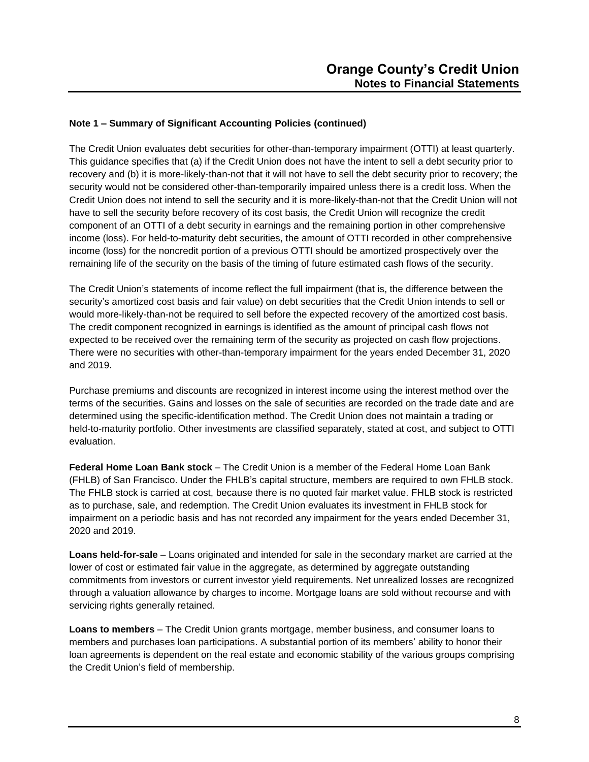**Note 1 – Summary of Significant Accounting Policies (continued)**

The Credit Union evaluates debt securities for other-than-temporary impairment (OTTI) at least quarterly. This guidance specifies that (a) if the Credit Union does not have the intent to sell a debt security prior to recovery and (b) it is more-likely-than-not that it will not have to sell the debt security prior to recovery; the security would not be considered other-than-temporarily impaired unless there is a credit loss. When the Credit Union does not intend to sell the security and it is more-likely-than-not that the Credit Union will not have to sell the security before recovery of its cost basis, the Credit Union will recognize the credit component of an OTTI of a debt security in earnings and the remaining portion in other comprehensive income (loss). For held-to-maturity debt securities, the amount of OTTI recorded in other comprehensive income (loss) for the noncredit portion of a previous OTTI should be amortized prospectively over the remaining life of the security on the basis of the timing of future estimated cash flows of the security.

The Credit Union's statements of income reflect the full impairment (that is, the difference between the security's amortized cost basis and fair value) on debt securities that the Credit Union intends to sell or would more-likely-than-not be required to sell before the expected recovery of the amortized cost basis. The credit component recognized in earnings is identified as the amount of principal cash flows not expected to be received over the remaining term of the security as projected on cash flow projections. There were no securities with other-than-temporary impairment for the years ended December 31, 2020 and 2019.

Purchase premiums and discounts are recognized in interest income using the interest method over the terms of the securities. Gains and losses on the sale of securities are recorded on the trade date and are determined using the specific-identification method. The Credit Union does not maintain a trading or held-to-maturity portfolio. Other investments are classified separately, stated at cost, and subject to OTTI evaluation.

**Federal Home Loan Bank stock** – The Credit Union is a member of the Federal Home Loan Bank (FHLB) of San Francisco. Under the FHLB's capital structure, members are required to own FHLB stock. The FHLB stock is carried at cost, because there is no quoted fair market value. FHLB stock is restricted as to purchase, sale, and redemption. The Credit Union evaluates its investment in FHLB stock for impairment on a periodic basis and has not recorded any impairment for the years ended December 31, 2020 and 2019.

**Loans held-for-sale** – Loans originated and intended for sale in the secondary market are carried at the lower of cost or estimated fair value in the aggregate, as determined by aggregate outstanding commitments from investors or current investor yield requirements. Net unrealized losses are recognized through a valuation allowance by charges to income. Mortgage loans are sold without recourse and with servicing rights generally retained.

**Loans to members** – The Credit Union grants mortgage, member business, and consumer loans to members and purchases loan participations. A substantial portion of its members' ability to honor their loan agreements is dependent on the real estate and economic stability of the various groups comprising the Credit Union's field of membership.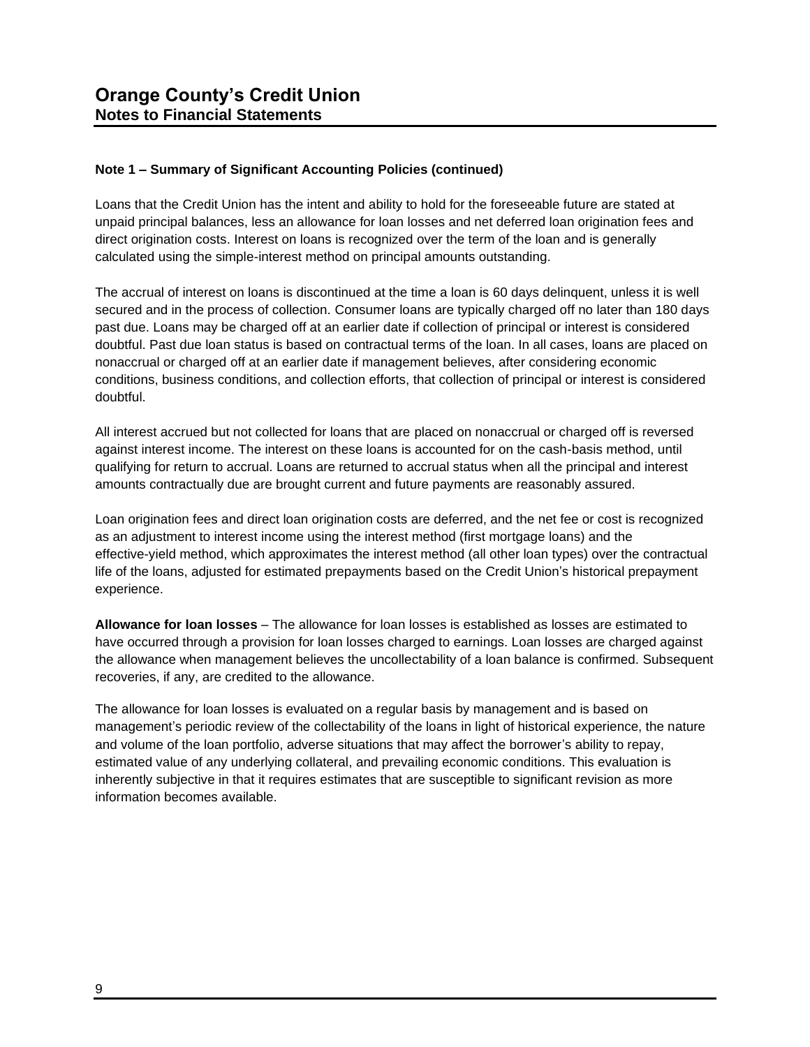# Orange County's Credit Union
## Notes to Financial Statements

**Note 1 – Summary of Significant Accounting Policies (continued)**

Loans that the Credit Union has the intent and ability to hold for the foreseeable future are stated at unpaid principal balances, less an allowance for loan losses and net deferred loan origination fees and direct origination costs. Interest on loans is recognized over the term of the loan and is generally calculated using the simple-interest method on principal amounts outstanding.

The accrual of interest on loans is discontinued at the time a loan is 60 days delinquent, unless it is well secured and in the process of collection. Consumer loans are typically charged off no later than 180 days past due. Loans may be charged off at an earlier date if collection of principal or interest is considered doubtful. Past due loan status is based on contractual terms of the loan. In all cases, loans are placed on nonaccrual or charged off at an earlier date if management believes, after considering economic conditions, business conditions, and collection efforts, that collection of principal or interest is considered doubtful.

All interest accrued but not collected for loans that are placed on nonaccrual or charged off is reversed against interest income. The interest on these loans is accounted for on the cash-basis method, until qualifying for return to accrual. Loans are returned to accrual status when all the principal and interest amounts contractually due are brought current and future payments are reasonably assured.

Loan origination fees and direct loan origination costs are deferred, and the net fee or cost is recognized as an adjustment to interest income using the interest method (first mortgage loans) and the effective-yield method, which approximates the interest method (all other loan types) over the contractual life of the loans, adjusted for estimated prepayments based on the Credit Union's historical prepayment experience.

**Allowance for loan losses** – The allowance for loan losses is established as losses are estimated to have occurred through a provision for loan losses charged to earnings. Loan losses are charged against the allowance when management believes the uncollectability of a loan balance is confirmed. Subsequent recoveries, if any, are credited to the allowance.

The allowance for loan losses is evaluated on a regular basis by management and is based on management's periodic review of the collectability of the loans in light of historical experience, the nature and volume of the loan portfolio, adverse situations that may affect the borrower's ability to repay, estimated value of any underlying collateral, and prevailing economic conditions. This evaluation is inherently subjective in that it requires estimates that are susceptible to significant revision as more information becomes available.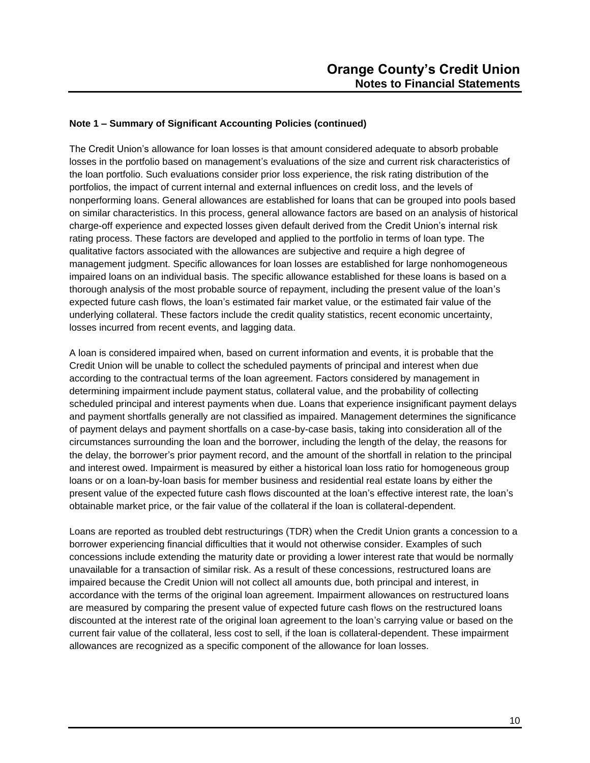**Note 1 – Summary of Significant Accounting Policies (continued)**

The Credit Union's allowance for loan losses is that amount considered adequate to absorb probable losses in the portfolio based on management's evaluations of the size and current risk characteristics of the loan portfolio. Such evaluations consider prior loss experience, the risk rating distribution of the portfolios, the impact of current internal and external influences on credit loss, and the levels of nonperforming loans. General allowances are established for loans that can be grouped into pools based on similar characteristics. In this process, general allowance factors are based on an analysis of historical charge-off experience and expected losses given default derived from the Credit Union's internal risk rating process. These factors are developed and applied to the portfolio in terms of loan type. The qualitative factors associated with the allowances are subjective and require a high degree of management judgment. Specific allowances for loan losses are established for large nonhomogeneous impaired loans on an individual basis. The specific allowance established for these loans is based on a thorough analysis of the most probable source of repayment, including the present value of the loan's expected future cash flows, the loan's estimated fair market value, or the estimated fair value of the underlying collateral. These factors include the credit quality statistics, recent economic uncertainty, losses incurred from recent events, and lagging data.

A loan is considered impaired when, based on current information and events, it is probable that the Credit Union will be unable to collect the scheduled payments of principal and interest when due according to the contractual terms of the loan agreement. Factors considered by management in determining impairment include payment status, collateral value, and the probability of collecting scheduled principal and interest payments when due. Loans that experience insignificant payment delays and payment shortfalls generally are not classified as impaired. Management determines the significance of payment delays and payment shortfalls on a case-by-case basis, taking into consideration all of the circumstances surrounding the loan and the borrower, including the length of the delay, the reasons for the delay, the borrower's prior payment record, and the amount of the shortfall in relation to the principal and interest owed. Impairment is measured by either a historical loan loss ratio for homogeneous group loans or on a loan-by-loan basis for member business and residential real estate loans by either the present value of the expected future cash flows discounted at the loan's effective interest rate, the loan's obtainable market price, or the fair value of the collateral if the loan is collateral-dependent.

Loans are reported as troubled debt restructurings (TDR) when the Credit Union grants a concession to a borrower experiencing financial difficulties that it would not otherwise consider. Examples of such concessions include extending the maturity date or providing a lower interest rate that would be normally unavailable for a transaction of similar risk. As a result of these concessions, restructured loans are impaired because the Credit Union will not collect all amounts due, both principal and interest, in accordance with the terms of the original loan agreement. Impairment allowances on restructured loans are measured by comparing the present value of expected future cash flows on the restructured loans discounted at the interest rate of the original loan agreement to the loan's carrying value or based on the current fair value of the collateral, less cost to sell, if the loan is collateral-dependent. These impairment allowances are recognized as a specific component of the allowance for loan losses.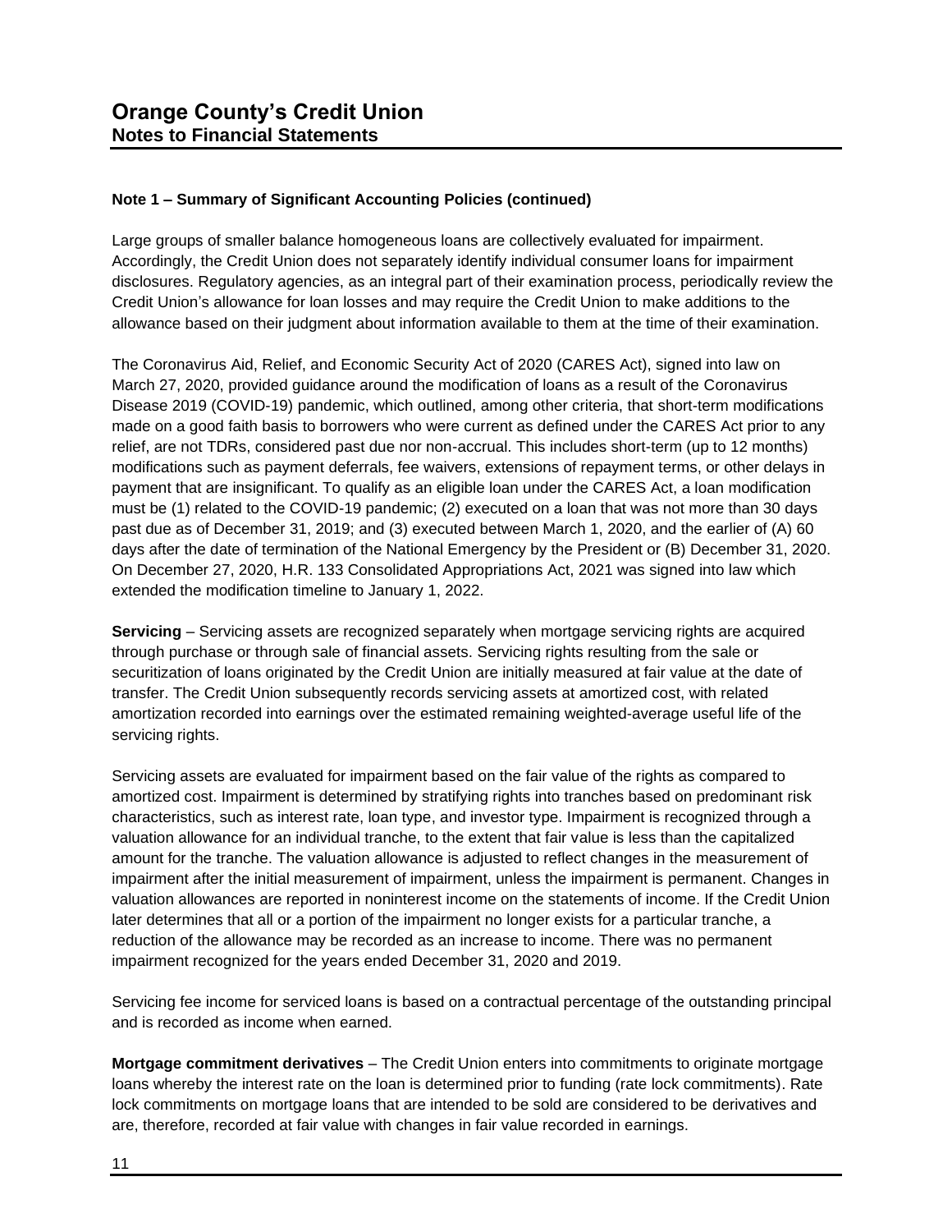**Note 1 – Summary of Significant Accounting Policies (continued)**

Large groups of smaller balance homogeneous loans are collectively evaluated for impairment. Accordingly, the Credit Union does not separately identify individual consumer loans for impairment disclosures. Regulatory agencies, as an integral part of their examination process, periodically review the Credit Union's allowance for loan losses and may require the Credit Union to make additions to the allowance based on their judgment about information available to them at the time of their examination.

The Coronavirus Aid, Relief, and Economic Security Act of 2020 (CARES Act), signed into law on March 27, 2020, provided guidance around the modification of loans as a result of the Coronavirus Disease 2019 (COVID-19) pandemic, which outlined, among other criteria, that short-term modifications made on a good faith basis to borrowers who were current as defined under the CARES Act prior to any relief, are not TDRs, considered past due nor non-accrual. This includes short-term (up to 12 months) modifications such as payment deferrals, fee waivers, extensions of repayment terms, or other delays in payment that are insignificant. To qualify as an eligible loan under the CARES Act, a loan modification must be (1) related to the COVID-19 pandemic; (2) executed on a loan that was not more than 30 days past due as of December 31, 2019; and (3) executed between March 1, 2020, and the earlier of (A) 60 days after the date of termination of the National Emergency by the President or (B) December 31, 2020. On December 27, 2020, H.R. 133 Consolidated Appropriations Act, 2021 was signed into law which extended the modification timeline to January 1, 2022.

**Servicing** – Servicing assets are recognized separately when mortgage servicing rights are acquired through purchase or through sale of financial assets. Servicing rights resulting from the sale or securitization of loans originated by the Credit Union are initially measured at fair value at the date of transfer. The Credit Union subsequently records servicing assets at amortized cost, with related amortization recorded into earnings over the estimated remaining weighted-average useful life of the servicing rights.

Servicing assets are evaluated for impairment based on the fair value of the rights as compared to amortized cost. Impairment is determined by stratifying rights into tranches based on predominant risk characteristics, such as interest rate, loan type, and investor type. Impairment is recognized through a valuation allowance for an individual tranche, to the extent that fair value is less than the capitalized amount for the tranche. The valuation allowance is adjusted to reflect changes in the measurement of impairment after the initial measurement of impairment, unless the impairment is permanent. Changes in valuation allowances are reported in noninterest income on the statements of income. If the Credit Union later determines that all or a portion of the impairment no longer exists for a particular tranche, a reduction of the allowance may be recorded as an increase to income. There was no permanent impairment recognized for the years ended December 31, 2020 and 2019.

Servicing fee income for serviced loans is based on a contractual percentage of the outstanding principal and is recorded as income when earned.

**Mortgage commitment derivatives** – The Credit Union enters into commitments to originate mortgage loans whereby the interest rate on the loan is determined prior to funding (rate lock commitments). Rate lock commitments on mortgage loans that are intended to be sold are considered to be derivatives and are, therefore, recorded at fair value with changes in fair value recorded in earnings.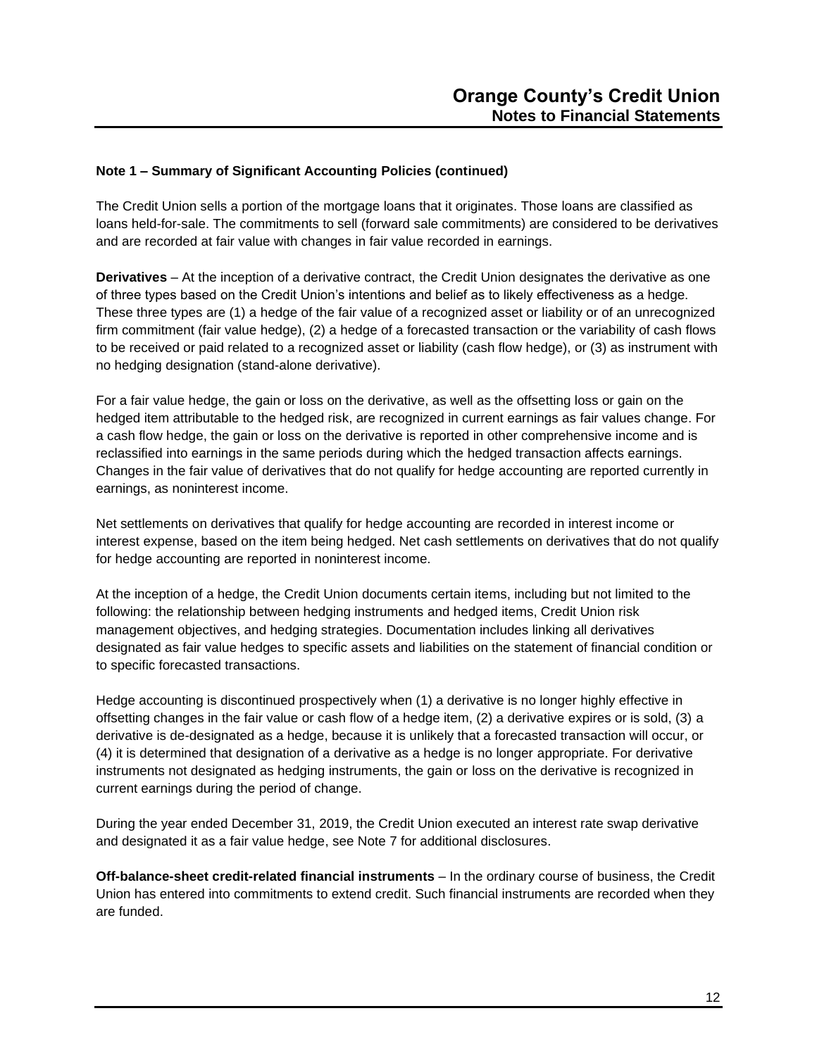### Note 1 – Summary of Significant Accounting Policies (continued)

The Credit Union sells a portion of the mortgage loans that it originates. Those loans are classified as loans held-for-sale. The commitments to sell (forward sale commitments) are considered to be derivatives and are recorded at fair value with changes in fair value recorded in earnings.

**Derivatives** – At the inception of a derivative contract, the Credit Union designates the derivative as one of three types based on the Credit Union's intentions and belief as to likely effectiveness as a hedge. These three types are (1) a hedge of the fair value of a recognized asset or liability or of an unrecognized firm commitment (fair value hedge), (2) a hedge of a forecasted transaction or the variability of cash flows to be received or paid related to a recognized asset or liability (cash flow hedge), or (3) as instrument with no hedging designation (stand-alone derivative).

For a fair value hedge, the gain or loss on the derivative, as well as the offsetting loss or gain on the hedged item attributable to the hedged risk, are recognized in current earnings as fair values change. For a cash flow hedge, the gain or loss on the derivative is reported in other comprehensive income and is reclassified into earnings in the same periods during which the hedged transaction affects earnings. Changes in the fair value of derivatives that do not qualify for hedge accounting are reported currently in earnings, as noninterest income.

Net settlements on derivatives that qualify for hedge accounting are recorded in interest income or interest expense, based on the item being hedged. Net cash settlements on derivatives that do not qualify for hedge accounting are reported in noninterest income.

At the inception of a hedge, the Credit Union documents certain items, including but not limited to the following: the relationship between hedging instruments and hedged items, Credit Union risk management objectives, and hedging strategies. Documentation includes linking all derivatives designated as fair value hedges to specific assets and liabilities on the statement of financial condition or to specific forecasted transactions.

Hedge accounting is discontinued prospectively when (1) a derivative is no longer highly effective in offsetting changes in the fair value or cash flow of a hedge item, (2) a derivative expires or is sold, (3) a derivative is de-designated as a hedge, because it is unlikely that a forecasted transaction will occur, or (4) it is determined that designation of a derivative as a hedge is no longer appropriate. For derivative instruments not designated as hedging instruments, the gain or loss on the derivative is recognized in current earnings during the period of change.

During the year ended December 31, 2019, the Credit Union executed an interest rate swap derivative and designated it as a fair value hedge, see Note 7 for additional disclosures.

**Off-balance-sheet credit-related financial instruments** – In the ordinary course of business, the Credit Union has entered into commitments to extend credit. Such financial instruments are recorded when they are funded.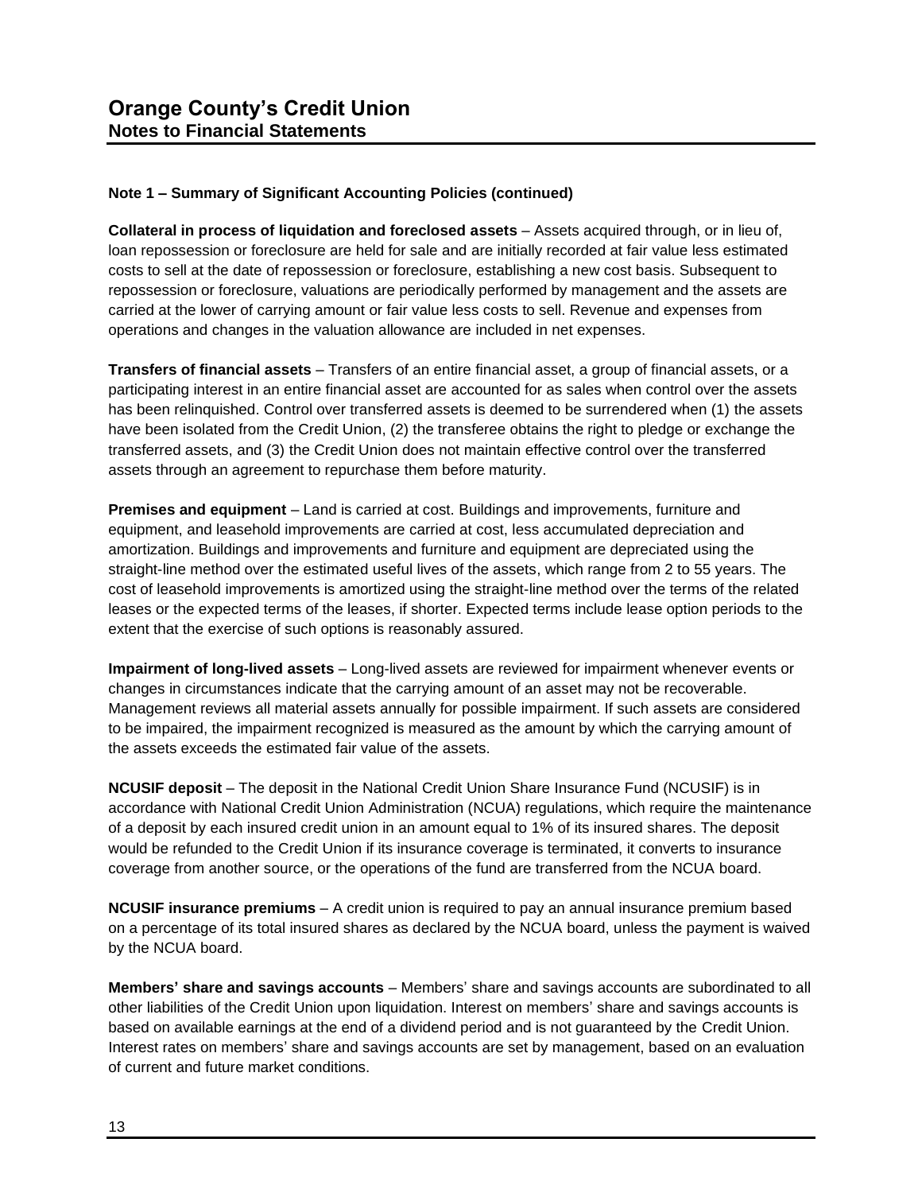# Orange County's Credit Union
## Notes to Financial Statements

### Note 1 – Summary of Significant Accounting Policies (continued)

**Collateral in process of liquidation and foreclosed assets** – Assets acquired through, or in lieu of, loan repossession or foreclosure are held for sale and are initially recorded at fair value less estimated costs to sell at the date of repossession or foreclosure, establishing a new cost basis. Subsequent to repossession or foreclosure, valuations are periodically performed by management and the assets are carried at the lower of carrying amount or fair value less costs to sell. Revenue and expenses from operations and changes in the valuation allowance are included in net expenses.

**Transfers of financial assets** – Transfers of an entire financial asset, a group of financial assets, or a participating interest in an entire financial asset are accounted for as sales when control over the assets has been relinquished. Control over transferred assets is deemed to be surrendered when (1) the assets have been isolated from the Credit Union, (2) the transferee obtains the right to pledge or exchange the transferred assets, and (3) the Credit Union does not maintain effective control over the transferred assets through an agreement to repurchase them before maturity.

**Premises and equipment** – Land is carried at cost. Buildings and improvements, furniture and equipment, and leasehold improvements are carried at cost, less accumulated depreciation and amortization. Buildings and improvements and furniture and equipment are depreciated using the straight-line method over the estimated useful lives of the assets, which range from 2 to 55 years. The cost of leasehold improvements is amortized using the straight-line method over the terms of the related leases or the expected terms of the leases, if shorter. Expected terms include lease option periods to the extent that the exercise of such options is reasonably assured.

**Impairment of long-lived assets** – Long-lived assets are reviewed for impairment whenever events or changes in circumstances indicate that the carrying amount of an asset may not be recoverable. Management reviews all material assets annually for possible impairment. If such assets are considered to be impaired, the impairment recognized is measured as the amount by which the carrying amount of the assets exceeds the estimated fair value of the assets.

**NCUSIF deposit** – The deposit in the National Credit Union Share Insurance Fund (NCUSIF) is in accordance with National Credit Union Administration (NCUA) regulations, which require the maintenance of a deposit by each insured credit union in an amount equal to 1% of its insured shares. The deposit would be refunded to the Credit Union if its insurance coverage is terminated, it converts to insurance coverage from another source, or the operations of the fund are transferred from the NCUA board.

**NCUSIF insurance premiums** – A credit union is required to pay an annual insurance premium based on a percentage of its total insured shares as declared by the NCUA board, unless the payment is waived by the NCUA board.

**Members' share and savings accounts** – Members' share and savings accounts are subordinated to all other liabilities of the Credit Union upon liquidation. Interest on members' share and savings accounts is based on available earnings at the end of a dividend period and is not guaranteed by the Credit Union. Interest rates on members' share and savings accounts are set by management, based on an evaluation of current and future market conditions.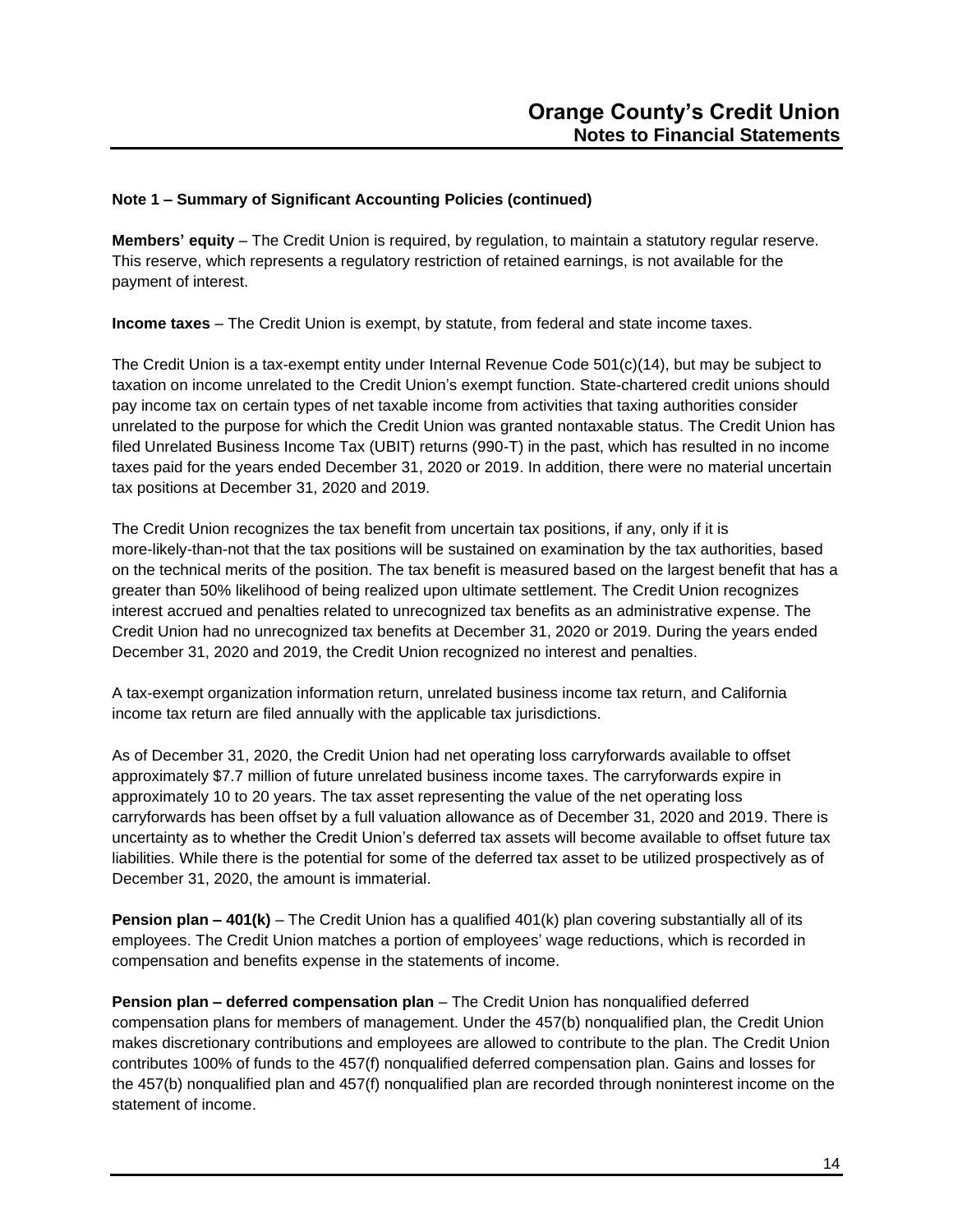## Note 1 – Summary of Significant Accounting Policies (continued)

**Members' equity** – The Credit Union is required, by regulation, to maintain a statutory regular reserve. This reserve, which represents a regulatory restriction of retained earnings, is not available for the payment of interest.

**Income taxes** – The Credit Union is exempt, by statute, from federal and state income taxes.

The Credit Union is a tax-exempt entity under Internal Revenue Code 501(c)(14), but may be subject to taxation on income unrelated to the Credit Union's exempt function. State-chartered credit unions should pay income tax on certain types of net taxable income from activities that taxing authorities consider unrelated to the purpose for which the Credit Union was granted nontaxable status. The Credit Union has filed Unrelated Business Income Tax (UBIT) returns (990-T) in the past, which has resulted in no income taxes paid for the years ended December 31, 2020 or 2019. In addition, there were no material uncertain tax positions at December 31, 2020 and 2019.

The Credit Union recognizes the tax benefit from uncertain tax positions, if any, only if it is more-likely-than-not that the tax positions will be sustained on examination by the tax authorities, based on the technical merits of the position. The tax benefit is measured based on the largest benefit that has a greater than 50% likelihood of being realized upon ultimate settlement. The Credit Union recognizes interest accrued and penalties related to unrecognized tax benefits as an administrative expense. The Credit Union had no unrecognized tax benefits at December 31, 2020 or 2019. During the years ended December 31, 2020 and 2019, the Credit Union recognized no interest and penalties.

A tax-exempt organization information return, unrelated business income tax return, and California income tax return are filed annually with the applicable tax jurisdictions.

As of December 31, 2020, the Credit Union had net operating loss carryforwards available to offset approximately $7.7 million of future unrelated business income taxes. The carryforwards expire in approximately 10 to 20 years. The tax asset representing the value of the net operating loss carryforwards has been offset by a full valuation allowance as of December 31, 2020 and 2019. There is uncertainty as to whether the Credit Union's deferred tax assets will become available to offset future tax liabilities. While there is the potential for some of the deferred tax asset to be utilized prospectively as of December 31, 2020, the amount is immaterial.

**Pension plan – 401(k)** – The Credit Union has a qualified 401(k) plan covering substantially all of its employees. The Credit Union matches a portion of employees' wage reductions, which is recorded in compensation and benefits expense in the statements of income.

**Pension plan – deferred compensation plan** – The Credit Union has nonqualified deferred compensation plans for members of management. Under the 457(b) nonqualified plan, the Credit Union makes discretionary contributions and employees are allowed to contribute to the plan. The Credit Union contributes 100% of funds to the 457(f) nonqualified deferred compensation plan. Gains and losses for the 457(b) nonqualified plan and 457(f) nonqualified plan are recorded through noninterest income on the statement of income.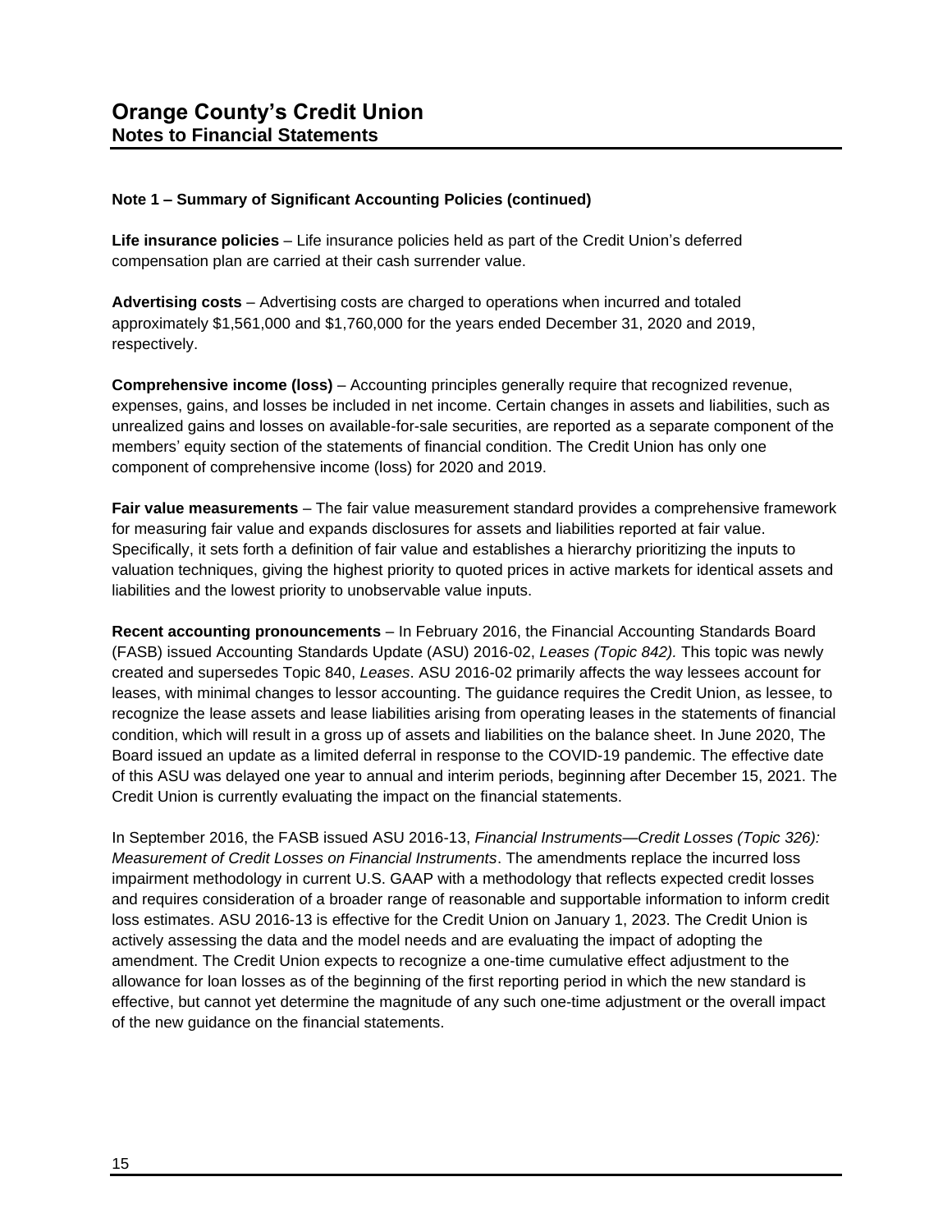# Orange County's Credit Union
## Notes to Financial Statements

### Note 1 – Summary of Significant Accounting Policies (continued)

**Life insurance policies** – Life insurance policies held as part of the Credit Union's deferred compensation plan are carried at their cash surrender value.

**Advertising costs** – Advertising costs are charged to operations when incurred and totaled approximately $1,561,000 and $1,760,000 for the years ended December 31, 2020 and 2019, respectively.

**Comprehensive income (loss)** – Accounting principles generally require that recognized revenue, expenses, gains, and losses be included in net income. Certain changes in assets and liabilities, such as unrealized gains and losses on available-for-sale securities, are reported as a separate component of the members' equity section of the statements of financial condition. The Credit Union has only one component of comprehensive income (loss) for 2020 and 2019.

**Fair value measurements** – The fair value measurement standard provides a comprehensive framework for measuring fair value and expands disclosures for assets and liabilities reported at fair value. Specifically, it sets forth a definition of fair value and establishes a hierarchy prioritizing the inputs to valuation techniques, giving the highest priority to quoted prices in active markets for identical assets and liabilities and the lowest priority to unobservable value inputs.

**Recent accounting pronouncements** – In February 2016, the Financial Accounting Standards Board (FASB) issued Accounting Standards Update (ASU) 2016-02, *Leases (Topic 842).* This topic was newly created and supersedes Topic 840, *Leases*. ASU 2016-02 primarily affects the way lessees account for leases, with minimal changes to lessor accounting. The guidance requires the Credit Union, as lessee, to recognize the lease assets and lease liabilities arising from operating leases in the statements of financial condition, which will result in a gross up of assets and liabilities on the balance sheet. In June 2020, The Board issued an update as a limited deferral in response to the COVID-19 pandemic. The effective date of this ASU was delayed one year to annual and interim periods, beginning after December 15, 2021. The Credit Union is currently evaluating the impact on the financial statements.

In September 2016, the FASB issued ASU 2016-13, *Financial Instruments—Credit Losses (Topic 326): Measurement of Credit Losses on Financial Instruments*. The amendments replace the incurred loss impairment methodology in current U.S. GAAP with a methodology that reflects expected credit losses and requires consideration of a broader range of reasonable and supportable information to inform credit loss estimates. ASU 2016-13 is effective for the Credit Union on January 1, 2023. The Credit Union is actively assessing the data and the model needs and are evaluating the impact of adopting the amendment. The Credit Union expects to recognize a one-time cumulative effect adjustment to the allowance for loan losses as of the beginning of the first reporting period in which the new standard is effective, but cannot yet determine the magnitude of any such one-time adjustment or the overall impact of the new guidance on the financial statements.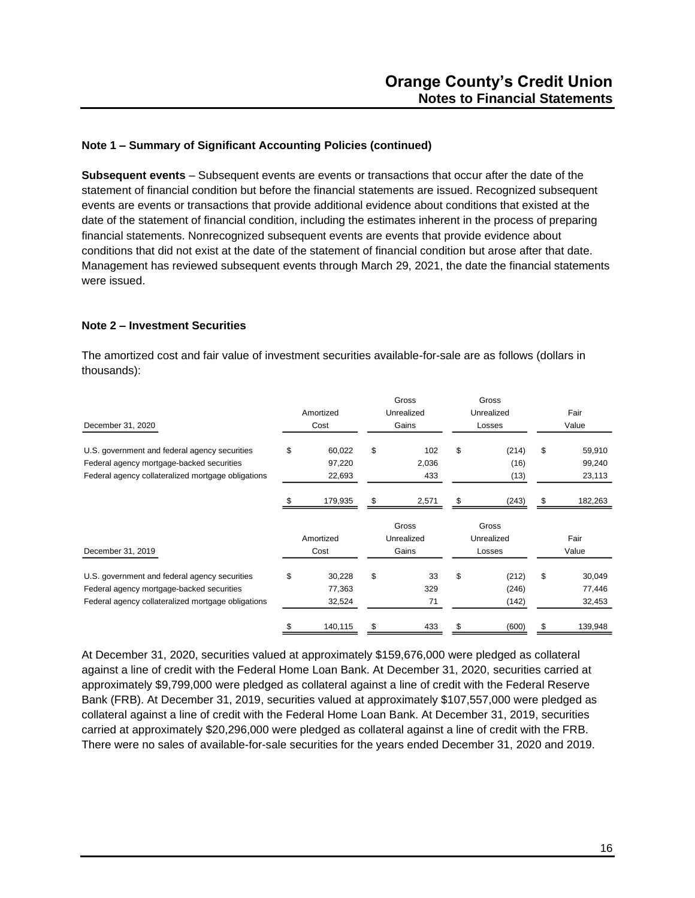### Note 1 – Summary of Significant Accounting Policies (continued)

**Subsequent events** – Subsequent events are events or transactions that occur after the date of the statement of financial condition but before the financial statements are issued. Recognized subsequent events are events or transactions that provide additional evidence about conditions that existed at the date of the statement of financial condition, including the estimates inherent in the process of preparing financial statements. Nonrecognized subsequent events are events that provide evidence about conditions that did not exist at the date of the statement of financial condition but arose after that date. Management has reviewed subsequent events through March 29, 2021, the date the financial statements were issued.

### Note 2 – Investment Securities

The amortized cost and fair value of investment securities available-for-sale are as follows (dollars in thousands):

| December 31, 2020 | Amortized Cost | Gross Unrealized Gains | Gross Unrealized Losses | Fair Value |
|---|---|---|---|---|
| U.S. government and federal agency securities | $ 60,022 | $ 102 | $ (214) | $ 59,910 |
| Federal agency mortgage-backed securities | 97,220 | 2,036 | (16) | 99,240 |
| Federal agency collateralized mortgage obligations | 22,693 | 433 | (13) | 23,113 |
| | $ 179,935 | $ 2,571 | $ (243) | $ 182,263 |

| December 31, 2019 | Amortized Cost | Gross Unrealized Gains | Gross Unrealized Losses | Fair Value |
|---|---|---|---|---|
| U.S. government and federal agency securities | $ 30,228 | $ 33 | $ (212) | $ 30,049 |
| Federal agency mortgage-backed securities | 77,363 | 329 | (246) | 77,446 |
| Federal agency collateralized mortgage obligations | 32,524 | 71 | (142) | 32,453 |
| | $ 140,115 | $ 433 | $ (600) | $ 139,948 |

At December 31, 2020, securities valued at approximately $159,676,000 were pledged as collateral against a line of credit with the Federal Home Loan Bank. At December 31, 2020, securities carried at approximately $9,799,000 were pledged as collateral against a line of credit with the Federal Reserve Bank (FRB). At December 31, 2019, securities valued at approximately $107,557,000 were pledged as collateral against a line of credit with the Federal Home Loan Bank. At December 31, 2019, securities carried at approximately $20,296,000 were pledged as collateral against a line of credit with the FRB. There were no sales of available-for-sale securities for the years ended December 31, 2020 and 2019.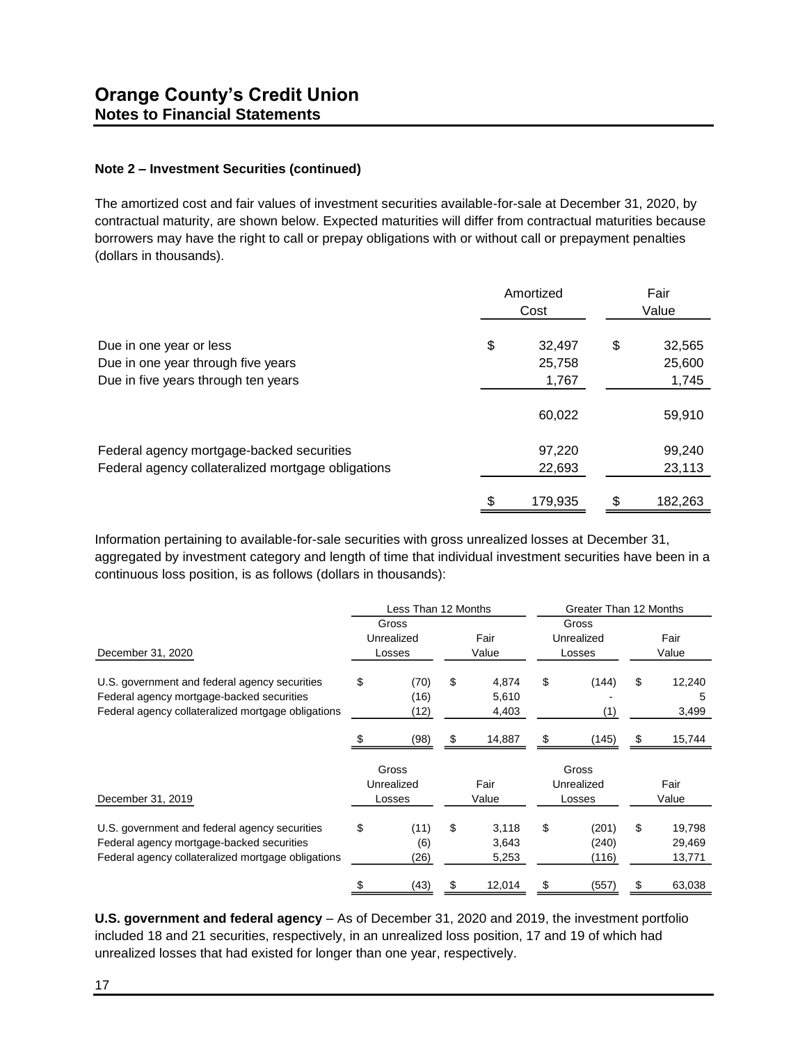**Note 2 – Investment Securities (continued)**

The amortized cost and fair values of investment securities available-for-sale at December 31, 2020, by contractual maturity, are shown below. Expected maturities will differ from contractual maturities because borrowers may have the right to call or prepay obligations with or without call or prepayment penalties (dollars in thousands).

| | Amortized Cost | Fair Value |
|---|---|---|
| Due in one year or less | $ 32,497 | $ 32,565 |
| Due in one year through five years | 25,758 | 25,600 |
| Due in five years through ten years | 1,767 | 1,745 |
| | 60,022 | 59,910 |
| Federal agency mortgage-backed securities | 97,220 | 99,240 |
| Federal agency collateralized mortgage obligations | 22,693 | 23,113 |
| | $ 179,935 | $ 182,263 |

Information pertaining to available-for-sale securities with gross unrealized losses at December 31, aggregated by investment category and length of time that individual investment securities have been in a continuous loss position, is as follows (dollars in thousands):

| | Less Than 12 Months | | Greater Than 12 Months | |
|---|---|---|---|---|
| December 31, 2020 | Gross Unrealized Losses | Fair Value | Gross Unrealized Losses | Fair Value |
| U.S. government and federal agency securities | $ (70) | $ 4,874 | $ (144) | $ 12,240 |
| Federal agency mortgage-backed securities | (16) | 5,610 | - | 5 |
| Federal agency collateralized mortgage obligations | (12) | 4,403 | (1) | 3,499 |
| | $ (98) | $ 14,887 | $ (145) | $ 15,744 |
| December 31, 2019 | Gross Unrealized Losses | Fair Value | Gross Unrealized Losses | Fair Value |
| U.S. government and federal agency securities | $ (11) | $ 3,118 | $ (201) | $ 19,798 |
| Federal agency mortgage-backed securities | (6) | 3,643 | (240) | 29,469 |
| Federal agency collateralized mortgage obligations | (26) | 5,253 | (116) | 13,771 |
| | $ (43) | $ 12,014 | $ (557) | $ 63,038 |

**U.S. government and federal agency** – As of December 31, 2020 and 2019, the investment portfolio included 18 and 21 securities, respectively, in an unrealized loss position, 17 and 19 of which had unrealized losses that had existed for longer than one year, respectively.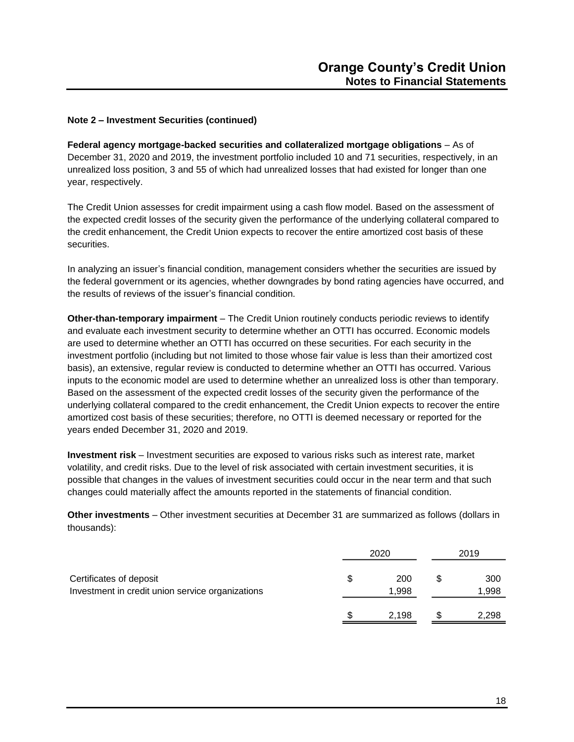**Note 2 – Investment Securities (continued)**

**Federal agency mortgage-backed securities and collateralized mortgage obligations** – As of December 31, 2020 and 2019, the investment portfolio included 10 and 71 securities, respectively, in an unrealized loss position, 3 and 55 of which had unrealized losses that had existed for longer than one year, respectively.

The Credit Union assesses for credit impairment using a cash flow model. Based on the assessment of the expected credit losses of the security given the performance of the underlying collateral compared to the credit enhancement, the Credit Union expects to recover the entire amortized cost basis of these securities.

In analyzing an issuer's financial condition, management considers whether the securities are issued by the federal government or its agencies, whether downgrades by bond rating agencies have occurred, and the results of reviews of the issuer's financial condition.

**Other-than-temporary impairment** – The Credit Union routinely conducts periodic reviews to identify and evaluate each investment security to determine whether an OTTI has occurred. Economic models are used to determine whether an OTTI has occurred on these securities. For each security in the investment portfolio (including but not limited to those whose fair value is less than their amortized cost basis), an extensive, regular review is conducted to determine whether an OTTI has occurred. Various inputs to the economic model are used to determine whether an unrealized loss is other than temporary. Based on the assessment of the expected credit losses of the security given the performance of the underlying collateral compared to the credit enhancement, the Credit Union expects to recover the entire amortized cost basis of these securities; therefore, no OTTI is deemed necessary or reported for the years ended December 31, 2020 and 2019.

**Investment risk** – Investment securities are exposed to various risks such as interest rate, market volatility, and credit risks. Due to the level of risk associated with certain investment securities, it is possible that changes in the values of investment securities could occur in the near term and that such changes could materially affect the amounts reported in the statements of financial condition.

**Other investments** – Other investment securities at December 31 are summarized as follows (dollars in thousands):

| | 2020 | 2019 |
|---|---|---|
| Certificates of deposit | $ 200 | $ 300 |
| Investment in credit union service organizations | 1,998 | 1,998 |
| | $ 2,198 | $ 2,298 |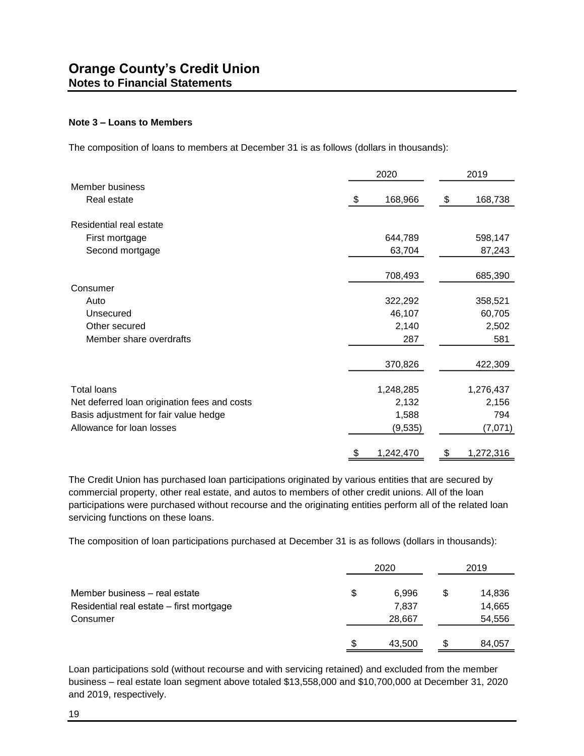## Note 3 – Loans to Members

The composition of loans to members at December 31 is as follows (dollars in thousands):

| | 2020 | 2019 |
|---|---|---|
| Member business | | |
| Real estate | $ 168,966 | $ 168,738 |
| Residential real estate | | |
| First mortgage | 644,789 | 598,147 |
| Second mortgage | 63,704 | 87,243 |
| | 708,493 | 685,390 |
| Consumer | | |
| Auto | 322,292 | 358,521 |
| Unsecured | 46,107 | 60,705 |
| Other secured | 2,140 | 2,502 |
| Member share overdrafts | 287 | 581 |
| | 370,826 | 422,309 |
| Total loans | 1,248,285 | 1,276,437 |
| Net deferred loan origination fees and costs | 2,132 | 2,156 |
| Basis adjustment for fair value hedge | 1,588 | 794 |
| Allowance for loan losses | (9,535) | (7,071) |
| | $ 1,242,470 | $ 1,272,316 |

The Credit Union has purchased loan participations originated by various entities that are secured by commercial property, other real estate, and autos to members of other credit unions. All of the loan participations were purchased without recourse and the originating entities perform all of the related loan servicing functions on these loans.

The composition of loan participations purchased at December 31 is as follows (dollars in thousands):

| | 2020 | 2019 |
|---|---|---|
| Member business – real estate | $ 6,996 | $ 14,836 |
| Residential real estate – first mortgage | 7,837 | 14,665 |
| Consumer | 28,667 | 54,556 |
| | $ 43,500 | $ 84,057 |

Loan participations sold (without recourse and with servicing retained) and excluded from the member business – real estate loan segment above totaled $13,558,000 and $10,700,000 at December 31, 2020 and 2019, respectively.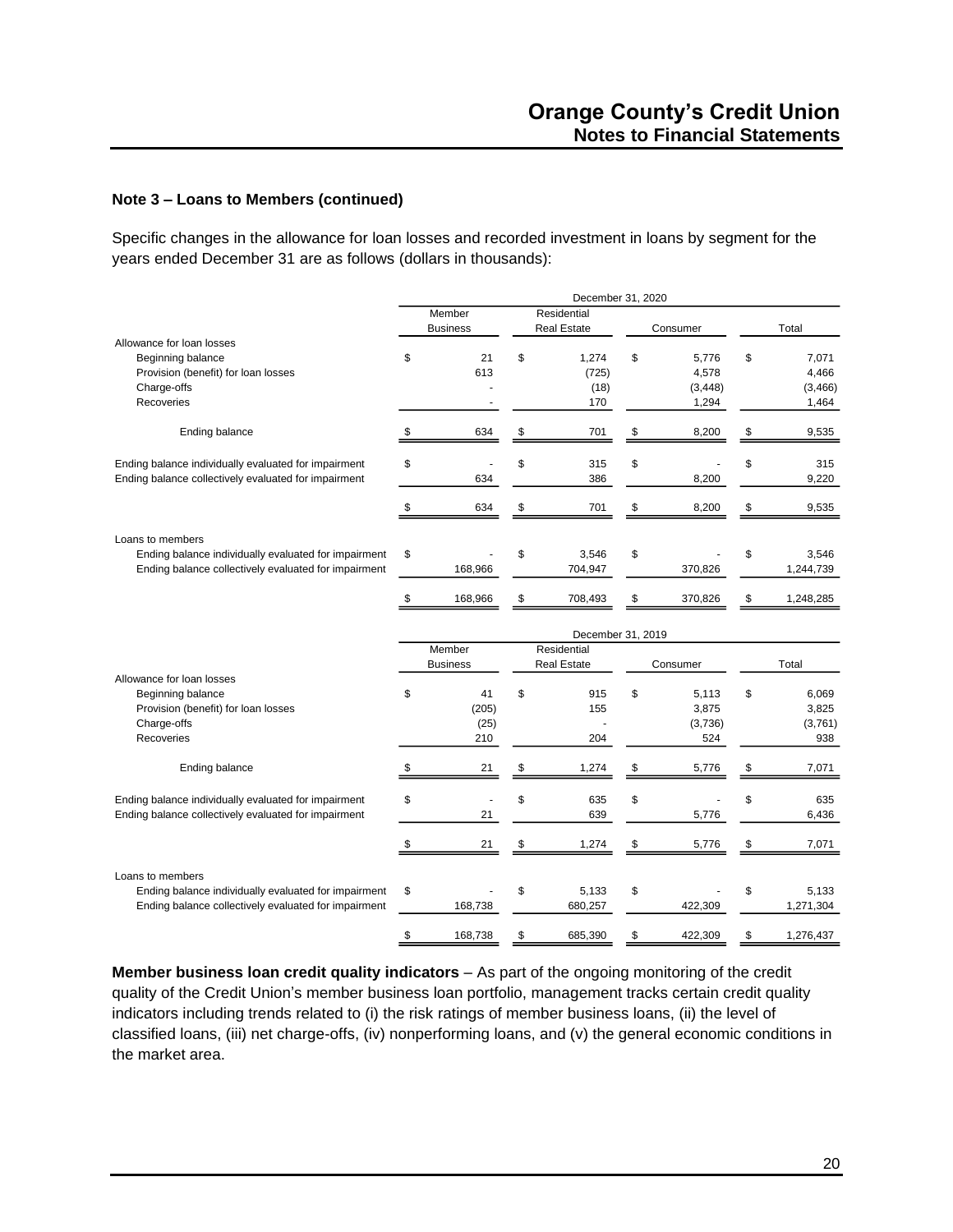## Note 3 – Loans to Members (continued)

Specific changes in the allowance for loan losses and recorded investment in loans by segment for the years ended December 31 are as follows (dollars in thousands):

| | December 31, 2020 | | | |
|---|---|---|---|---|
| | Member Business | Residential Real Estate | Consumer | Total |
| **Allowance for loan losses** | | | | |
| Beginning balance | $ 21 | $ 1,274 | $ 5,776 | $ 7,071 |
| Provision (benefit) for loan losses | 613 | (725) | 4,578 | 4,466 |
| Charge-offs | - | (18) | (3,448) | (3,466) |
| Recoveries | - | 170 | 1,294 | 1,464 |
| Ending balance | $ 634 | $ 701 | $ 8,200 | $ 9,535 |
| Ending balance individually evaluated for impairment | $ - | $ 315 | $ - | $ 315 |
| Ending balance collectively evaluated for impairment | 634 | 386 | 8,200 | 9,220 |
| | $ 634 | $ 701 | $ 8,200 | $ 9,535 |
| **Loans to members** | | | | |
| Ending balance individually evaluated for impairment | $ - | $ 3,546 | $ - | $ 3,546 |
| Ending balance collectively evaluated for impairment | 168,966 | 704,947 | 370,826 | 1,244,739 |
| | $ 168,966 | $ 708,493 | $ 370,826 | $ 1,248,285 |

| | December 31, 2019 | | | |
|---|---|---|---|---|
| | Member Business | Residential Real Estate | Consumer | Total |
| **Allowance for loan losses** | | | | |
| Beginning balance | $ 41 | $ 915 | $ 5,113 | $ 6,069 |
| Provision (benefit) for loan losses | (205) | 155 | 3,875 | 3,825 |
| Charge-offs | (25) | - | (3,736) | (3,761) |
| Recoveries | 210 | 204 | 524 | 938 |
| Ending balance | $ 21 | $ 1,274 | $ 5,776 | $ 7,071 |
| Ending balance individually evaluated for impairment | $ - | $ 635 | $ - | $ 635 |
| Ending balance collectively evaluated for impairment | 21 | 639 | 5,776 | 6,436 |
| | $ 21 | $ 1,274 | $ 5,776 | $ 7,071 |
| **Loans to members** | | | | |
| Ending balance individually evaluated for impairment | $ - | $ 5,133 | $ - | $ 5,133 |
| Ending balance collectively evaluated for impairment | 168,738 | 680,257 | 422,309 | 1,271,304 |
| | $ 168,738 | $ 685,390 | $ 422,309 | $ 1,276,437 |

**Member business loan credit quality indicators** – As part of the ongoing monitoring of the credit quality of the Credit Union's member business loan portfolio, management tracks certain credit quality indicators including trends related to (i) the risk ratings of member business loans, (ii) the level of classified loans, (iii) net charge-offs, (iv) nonperforming loans, and (v) the general economic conditions in the market area.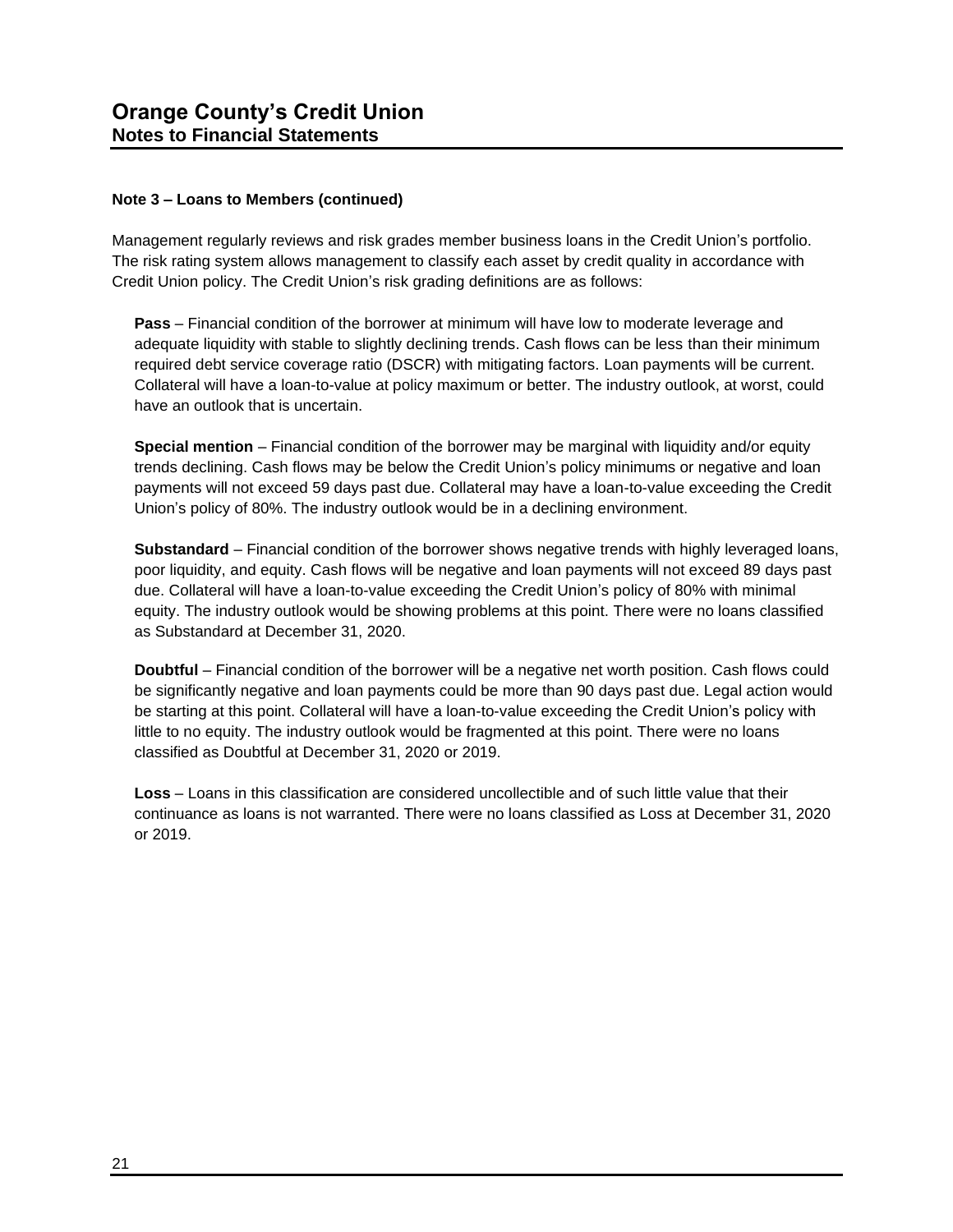## Note 3 – Loans to Members (continued)

Management regularly reviews and risk grades member business loans in the Credit Union's portfolio. The risk rating system allows management to classify each asset by credit quality in accordance with Credit Union policy. The Credit Union's risk grading definitions are as follows:

**Pass** – Financial condition of the borrower at minimum will have low to moderate leverage and adequate liquidity with stable to slightly declining trends. Cash flows can be less than their minimum required debt service coverage ratio (DSCR) with mitigating factors. Loan payments will be current. Collateral will have a loan-to-value at policy maximum or better. The industry outlook, at worst, could have an outlook that is uncertain.

**Special mention** – Financial condition of the borrower may be marginal with liquidity and/or equity trends declining. Cash flows may be below the Credit Union's policy minimums or negative and loan payments will not exceed 59 days past due. Collateral may have a loan-to-value exceeding the Credit Union's policy of 80%. The industry outlook would be in a declining environment.

**Substandard** – Financial condition of the borrower shows negative trends with highly leveraged loans, poor liquidity, and equity. Cash flows will be negative and loan payments will not exceed 89 days past due. Collateral will have a loan-to-value exceeding the Credit Union's policy of 80% with minimal equity. The industry outlook would be showing problems at this point. There were no loans classified as Substandard at December 31, 2020.

**Doubtful** – Financial condition of the borrower will be a negative net worth position. Cash flows could be significantly negative and loan payments could be more than 90 days past due. Legal action would be starting at this point. Collateral will have a loan-to-value exceeding the Credit Union's policy with little to no equity. The industry outlook would be fragmented at this point. There were no loans classified as Doubtful at December 31, 2020 or 2019.

**Loss** – Loans in this classification are considered uncollectible and of such little value that their continuance as loans is not warranted. There were no loans classified as Loss at December 31, 2020 or 2019.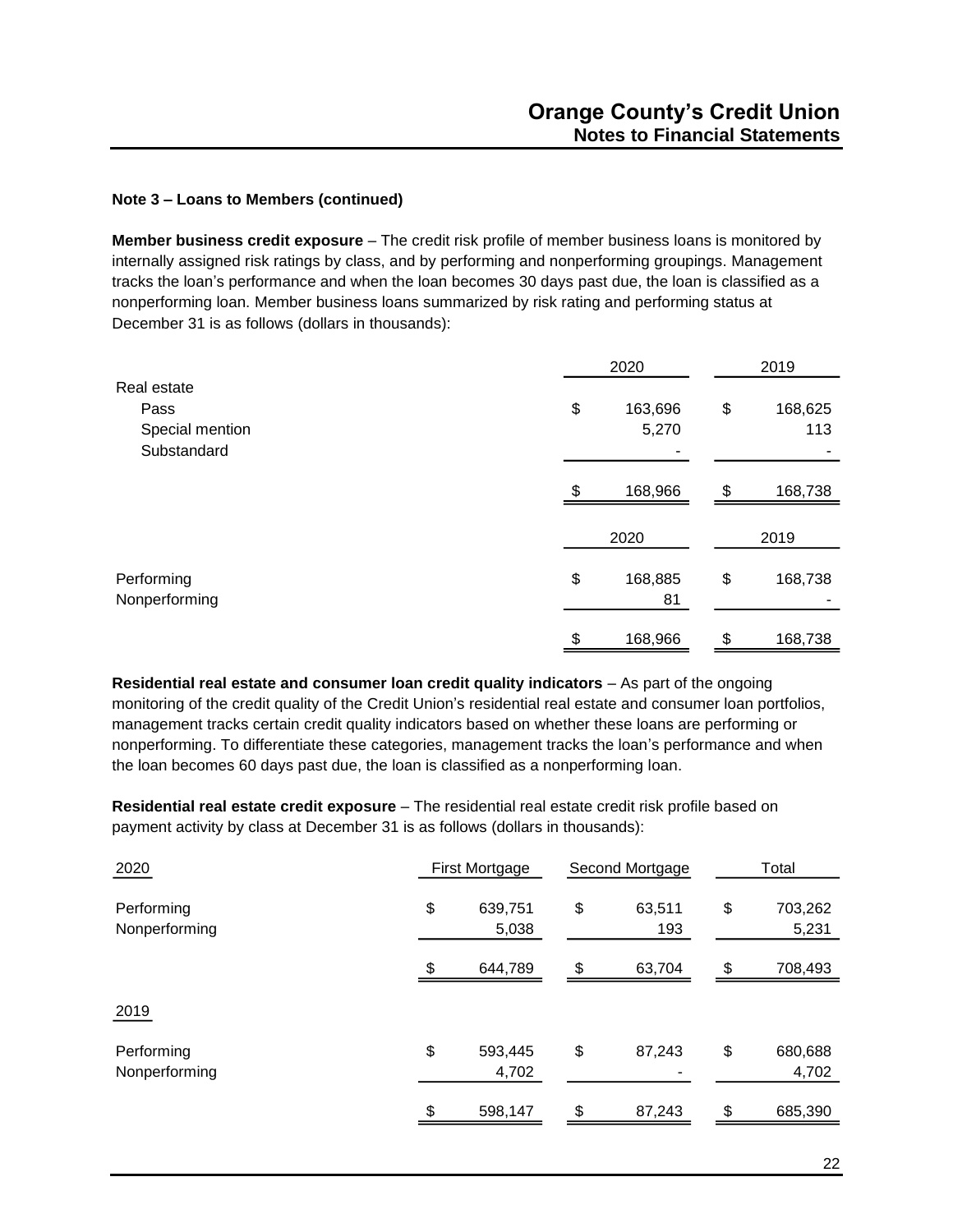### Note 3 – Loans to Members (continued)

**Member business credit exposure** – The credit risk profile of member business loans is monitored by internally assigned risk ratings by class, and by performing and nonperforming groupings. Management tracks the loan's performance and when the loan becomes 30 days past due, the loan is classified as a nonperforming loan. Member business loans summarized by risk rating and performing status at December 31 is as follows (dollars in thousands):

| | 2020 | 2019 |
|---|---|---|
| Real estate | | |
| Pass | $ 163,696 | $ 168,625 |
| Special mention | 5,270 | 113 |
| Substandard | - | - |
| | $ 168,966 | $ 168,738 |

| | 2020 | 2019 |
|---|---|---|
| Performing | $ 168,885 | $ 168,738 |
| Nonperforming | 81 | - |
| | $ 168,966 | $ 168,738 |

**Residential real estate and consumer loan credit quality indicators** – As part of the ongoing monitoring of the credit quality of the Credit Union's residential real estate and consumer loan portfolios, management tracks certain credit quality indicators based on whether these loans are performing or nonperforming. To differentiate these categories, management tracks the loan's performance and when the loan becomes 60 days past due, the loan is classified as a nonperforming loan.

**Residential real estate credit exposure** – The residential real estate credit risk profile based on payment activity by class at December 31 is as follows (dollars in thousands):

| 2020 | First Mortgage | Second Mortgage | Total |
|---|---|---|---|
| Performing | $ 639,751 | $ 63,511 | $ 703,262 |
| Nonperforming | 5,038 | 193 | 5,231 |
| | $ 644,789 | $ 63,704 | $ 708,493 |
| **2019** | | | |
| Performing | $ 593,445 | $ 87,243 | $ 680,688 |
| Nonperforming | 4,702 | - | 4,702 |
| | $ 598,147 | $ 87,243 | $ 685,390 |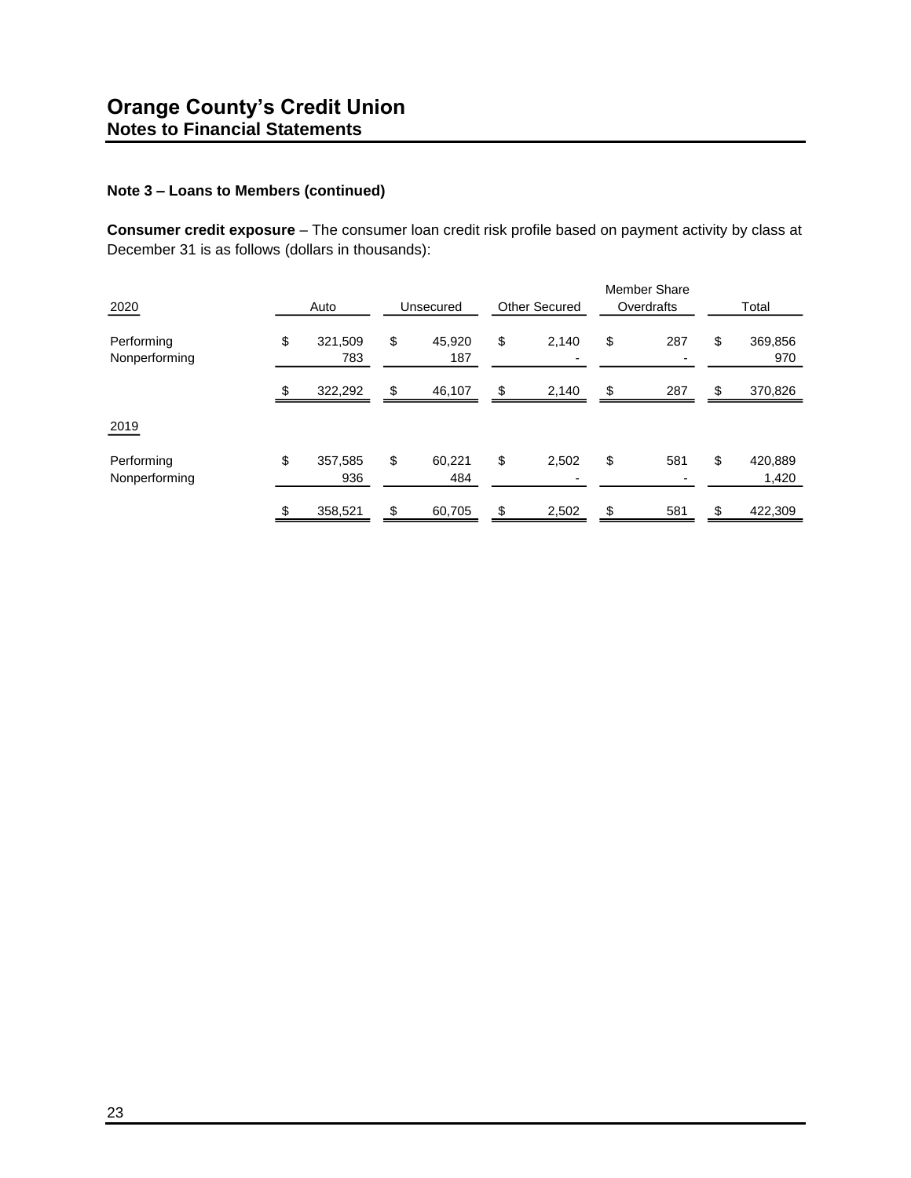# Orange County's Credit Union
## Notes to Financial Statements

### Note 3 – Loans to Members (continued)

**Consumer credit exposure** – The consumer loan credit risk profile based on payment activity by class at December 31 is as follows (dollars in thousands):

| 2020 | Auto | Unsecured | Other Secured | Member Share Overdrafts | Total |
|---|---|---|---|---|---|
| Performing | $ 321,509 | $ 45,920 | $ 2,140 | $ 287 | $ 369,856 |
| Nonperforming | 783 | 187 | - | - | 970 |
| | $ 322,292 | $ 46,107 | $ 2,140 | $ 287 | $ 370,826 |
| **2019** | | | | | |
| Performing | $ 357,585 | $ 60,221 | $ 2,502 | $ 581 | $ 420,889 |
| Nonperforming | 936 | 484 | - | - | 1,420 |
| | $ 358,521 | $ 60,705 | $ 2,502 | $ 581 | $ 422,309 |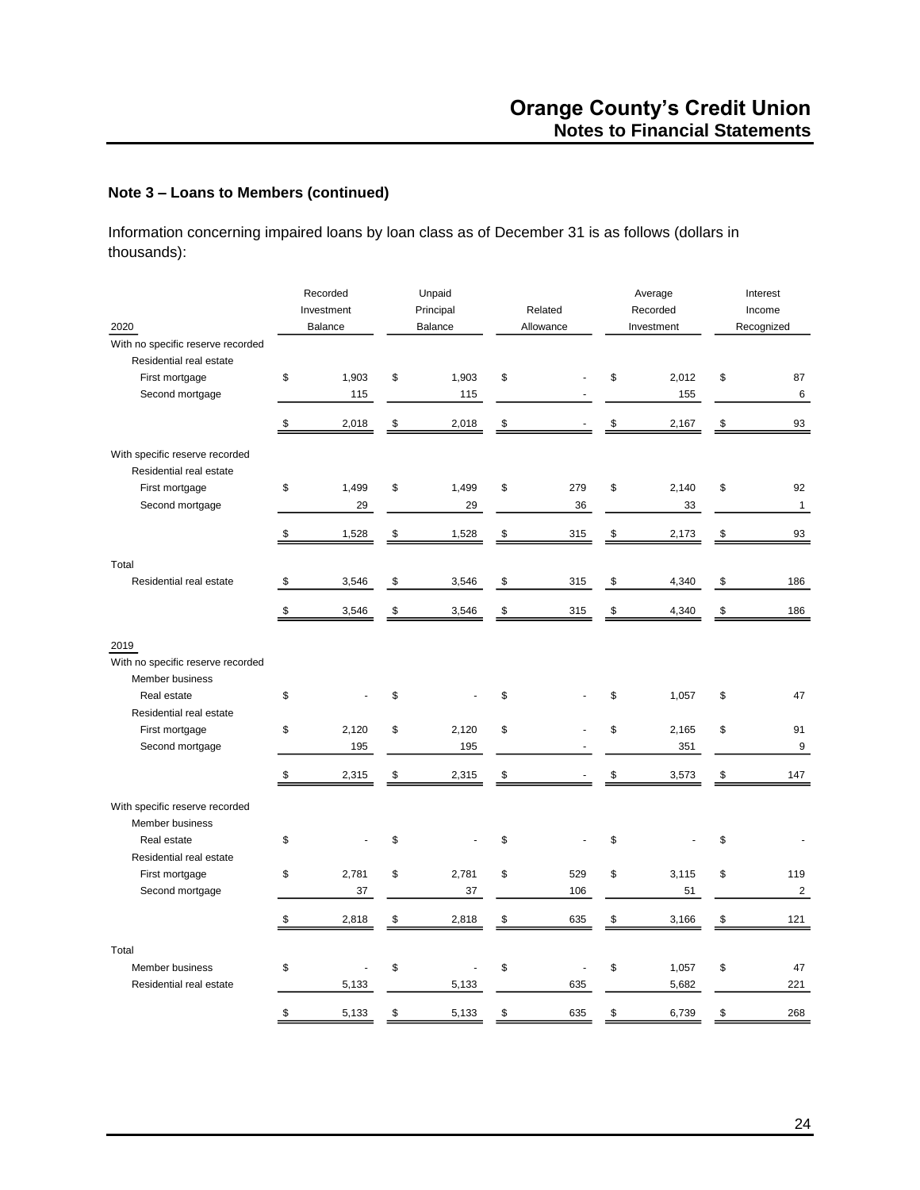## Note 3 – Loans to Members (continued)

Information concerning impaired loans by loan class as of December 31 is as follows (dollars in thousands):

| 2020 | Recorded Investment Balance | Unpaid Principal Balance | Related Allowance | Average Recorded Investment | Interest Income Recognized |
|---|---|---|---|---|---|
| With no specific reserve recorded | | | | | |
| Residential real estate | | | | | |
| First mortgage | $ 1,903 | $ 1,903 | $ - | $ 2,012 | $ 87 |
| Second mortgage | 115 | 115 | - | 155 | 6 |
| | $ 2,018 | $ 2,018 | $ - | $ 2,167 | $ 93 |
| With specific reserve recorded | | | | | |
| Residential real estate | | | | | |
| First mortgage | $ 1,499 | $ 1,499 | $ 279 | $ 2,140 | $ 92 |
| Second mortgage | 29 | 29 | 36 | 33 | 1 |
| | $ 1,528 | $ 1,528 | $ 315 | $ 2,173 | $ 93 |
| Total | | | | | |
| Residential real estate | $ 3,546 | $ 3,546 | $ 315 | $ 4,340 | $ 186 |
| | $ 3,546 | $ 3,546 | $ 315 | $ 4,340 | $ 186 |

| 2019 | Recorded Investment Balance | Unpaid Principal Balance | Related Allowance | Average Recorded Investment | Interest Income Recognized |
|---|---|---|---|---|---|
| With no specific reserve recorded | | | | | |
| Member business | | | | | |
| Real estate | $ - | $ - | $ - | $ 1,057 | $ 47 |
| Residential real estate | | | | | |
| First mortgage | $ 2,120 | $ 2,120 | $ - | $ 2,165 | $ 91 |
| Second mortgage | 195 | 195 | - | 351 | 9 |
| | $ 2,315 | $ 2,315 | $ - | $ 3,573 | $ 147 |
| With specific reserve recorded | | | | | |
| Member business | | | | | |
| Real estate | $ - | $ - | $ - | $ - | $ - |
| Residential real estate | | | | | |
| First mortgage | $ 2,781 | $ 2,781 | $ 529 | $ 3,115 | $ 119 |
| Second mortgage | 37 | 37 | 106 | 51 | 2 |
| | $ 2,818 | $ 2,818 | $ 635 | $ 3,166 | $ 121 |
| Total | | | | | |
| Member business | $ - | $ - | $ - | $ 1,057 | $ 47 |
| Residential real estate | 5,133 | 5,133 | 635 | 5,682 | 221 |
| | $ 5,133 | $ 5,133 | $ 635 | $ 6,739 | $ 268 |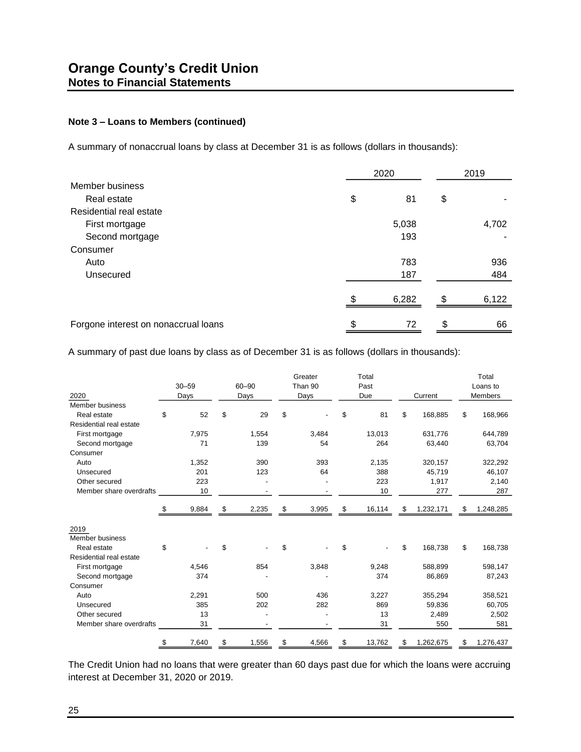# Orange County's Credit Union
## Notes to Financial Statements

### Note 3 – Loans to Members (continued)

A summary of nonaccrual loans by class at December 31 is as follows (dollars in thousands):

| | 2020 | 2019 |
|---|---|---|
| Member business | | |
| Real estate | $ 81 | $ - |
| Residential real estate | | |
| First mortgage | 5,038 | 4,702 |
| Second mortgage | 193 | - |
| Consumer | | |
| Auto | 783 | 936 |
| Unsecured | 187 | 484 |
| | $ 6,282 | $ 6,122 |
| Forgone interest on nonaccrual loans | $ 72 | $ 66 |

A summary of past due loans by class as of December 31 is as follows (dollars in thousands):

| 2020 | 30–59 Days | 60–90 Days | Greater Than 90 Days | Total Past Due | Current | Total Loans to Members |
|---|---|---|---|---|---|---|
| Member business | | | | | | |
| Real estate | $ 52 | $ 29 | $ - | $ 81 | $ 168,885 | $ 168,966 |
| Residential real estate | | | | | | |
| First mortgage | 7,975 | 1,554 | 3,484 | 13,013 | 631,776 | 644,789 |
| Second mortgage | 71 | 139 | 54 | 264 | 63,440 | 63,704 |
| Consumer | | | | | | |
| Auto | 1,352 | 390 | 393 | 2,135 | 320,157 | 322,292 |
| Unsecured | 201 | 123 | 64 | 388 | 45,719 | 46,107 |
| Other secured | 223 | - | - | 223 | 1,917 | 2,140 |
| Member share overdrafts | 10 | - | - | 10 | 277 | 287 |
| | $ 9,884 | $ 2,235 | $ 3,995 | $ 16,114 | $ 1,232,171 | $ 1,248,285 |
| **2019** | | | | | | |
| Member business | | | | | | |
| Real estate | $ - | $ - | $ - | $ - | $ 168,738 | $ 168,738 |
| Residential real estate | | | | | | |
| First mortgage | 4,546 | 854 | 3,848 | 9,248 | 588,899 | 598,147 |
| Second mortgage | 374 | - | - | 374 | 86,869 | 87,243 |
| Consumer | | | | | | |
| Auto | 2,291 | 500 | 436 | 3,227 | 355,294 | 358,521 |
| Unsecured | 385 | 202 | 282 | 869 | 59,836 | 60,705 |
| Other secured | 13 | - | - | 13 | 2,489 | 2,502 |
| Member share overdrafts | 31 | - | - | 31 | 550 | 581 |
| | $ 7,640 | $ 1,556 | $ 4,566 | $ 13,762 | $ 1,262,675 | $ 1,276,437 |

The Credit Union had no loans that were greater than 60 days past due for which the loans were accruing interest at December 31, 2020 or 2019.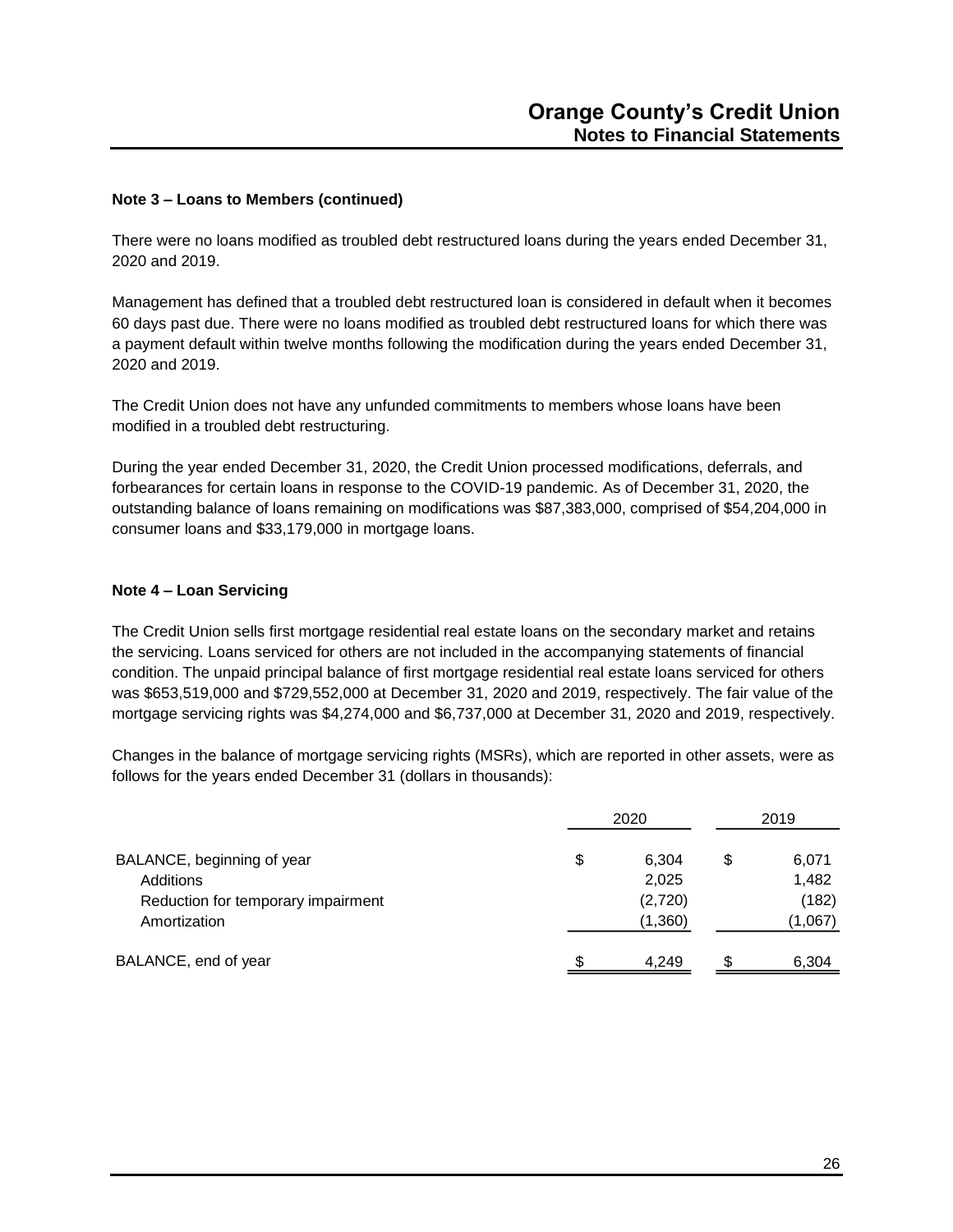### Note 3 – Loans to Members (continued)

There were no loans modified as troubled debt restructured loans during the years ended December 31, 2020 and 2019.

Management has defined that a troubled debt restructured loan is considered in default when it becomes 60 days past due. There were no loans modified as troubled debt restructured loans for which there was a payment default within twelve months following the modification during the years ended December 31, 2020 and 2019.

The Credit Union does not have any unfunded commitments to members whose loans have been modified in a troubled debt restructuring.

During the year ended December 31, 2020, the Credit Union processed modifications, deferrals, and forbearances for certain loans in response to the COVID-19 pandemic. As of December 31, 2020, the outstanding balance of loans remaining on modifications was $87,383,000, comprised of $54,204,000 in consumer loans and $33,179,000 in mortgage loans.

### Note 4 – Loan Servicing

The Credit Union sells first mortgage residential real estate loans on the secondary market and retains the servicing. Loans serviced for others are not included in the accompanying statements of financial condition. The unpaid principal balance of first mortgage residential real estate loans serviced for others was $653,519,000 and $729,552,000 at December 31, 2020 and 2019, respectively. The fair value of the mortgage servicing rights was $4,274,000 and $6,737,000 at December 31, 2020 and 2019, respectively.

Changes in the balance of mortgage servicing rights (MSRs), which are reported in other assets, were as follows for the years ended December 31 (dollars in thousands):

| | 2020 | 2019 |
|---|---|---|
| BALANCE, beginning of year | $ 6,304 | $ 6,071 |
| Additions | 2,025 | 1,482 |
| Reduction for temporary impairment | (2,720) | (182) |
| Amortization | (1,360) | (1,067) |
| BALANCE, end of year | $ 4,249 | $ 6,304 |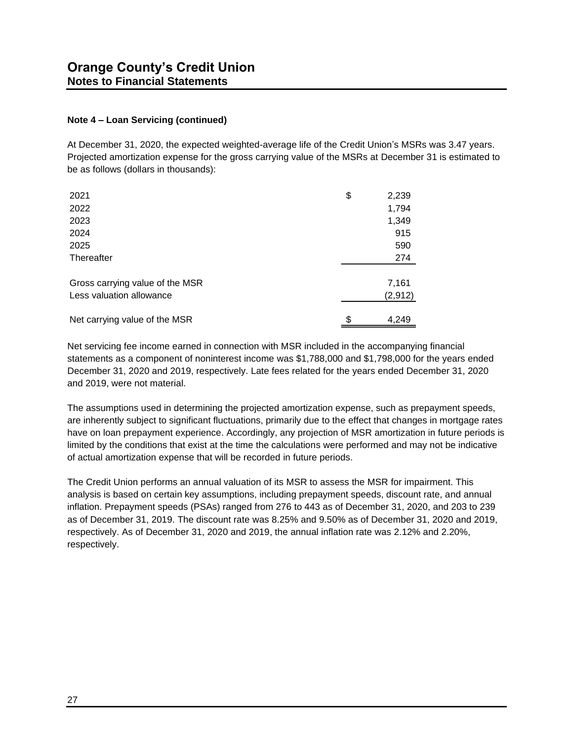**Note 4 – Loan Servicing (continued)**

At December 31, 2020, the expected weighted-average life of the Credit Union's MSRs was 3.47 years. Projected amortization expense for the gross carrying value of the MSRs at December 31 is estimated to be as follows (dollars in thousands):

| | |
|---|---|
| 2021 | $ 2,239 |
| 2022 | 1,794 |
| 2023 | 1,349 |
| 2024 | 915 |
| 2025 | 590 |
| Thereafter | 274 |
| Gross carrying value of the MSR | 7,161 |
| Less valuation allowance | (2,912) |
| Net carrying value of the MSR | $ 4,249 |

Net servicing fee income earned in connection with MSR included in the accompanying financial statements as a component of noninterest income was $1,788,000 and $1,798,000 for the years ended December 31, 2020 and 2019, respectively. Late fees related for the years ended December 31, 2020 and 2019, were not material.

The assumptions used in determining the projected amortization expense, such as prepayment speeds, are inherently subject to significant fluctuations, primarily due to the effect that changes in mortgage rates have on loan prepayment experience. Accordingly, any projection of MSR amortization in future periods is limited by the conditions that exist at the time the calculations were performed and may not be indicative of actual amortization expense that will be recorded in future periods.

The Credit Union performs an annual valuation of its MSR to assess the MSR for impairment. This analysis is based on certain key assumptions, including prepayment speeds, discount rate, and annual inflation. Prepayment speeds (PSAs) ranged from 276 to 443 as of December 31, 2020, and 203 to 239 as of December 31, 2019. The discount rate was 8.25% and 9.50% as of December 31, 2020 and 2019, respectively. As of December 31, 2020 and 2019, the annual inflation rate was 2.12% and 2.20%, respectively.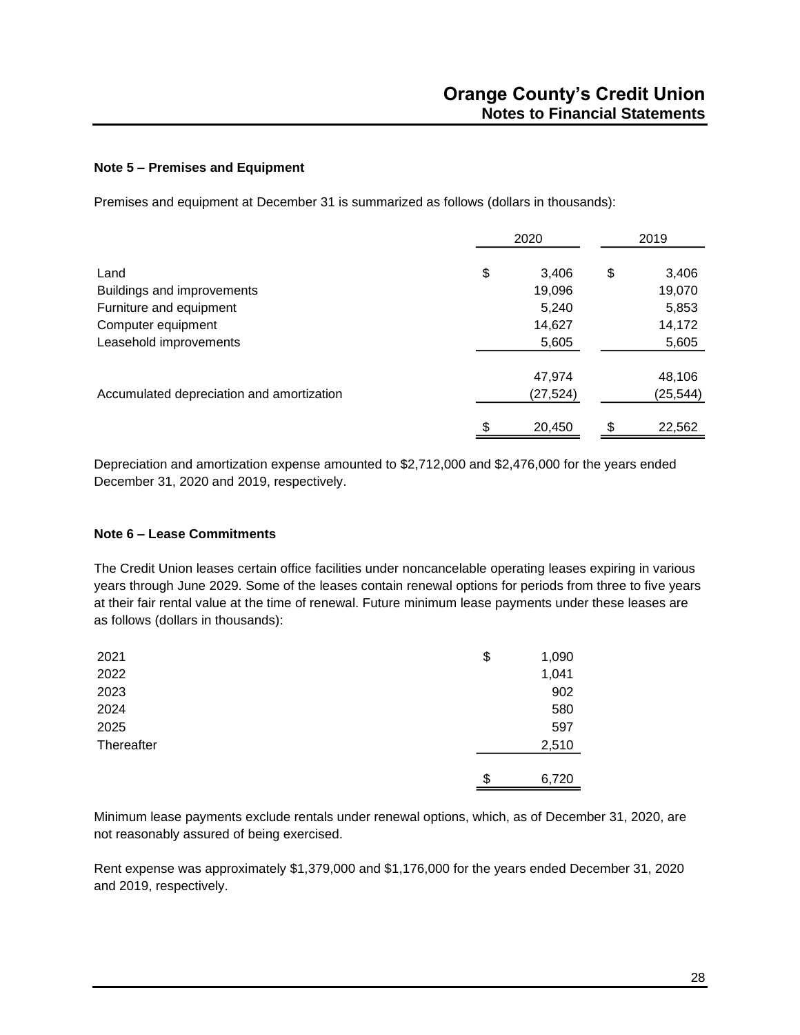### Note 5 – Premises and Equipment

Premises and equipment at December 31 is summarized as follows (dollars in thousands):

| | 2020 | 2019 |
|---|---|---|
| Land | $ 3,406 | $ 3,406 |
| Buildings and improvements | 19,096 | 19,070 |
| Furniture and equipment | 5,240 | 5,853 |
| Computer equipment | 14,627 | 14,172 |
| Leasehold improvements | 5,605 | 5,605 |
| | 47,974 | 48,106 |
| Accumulated depreciation and amortization | (27,524) | (25,544) |
| | $ 20,450 | $ 22,562 |

Depreciation and amortization expense amounted to $2,712,000 and $2,476,000 for the years ended December 31, 2020 and 2019, respectively.

### Note 6 – Lease Commitments

The Credit Union leases certain office facilities under noncancelable operating leases expiring in various years through June 2029. Some of the leases contain renewal options for periods from three to five years at their fair rental value at the time of renewal. Future minimum lease payments under these leases are as follows (dollars in thousands):

| | |
|---|---|
| 2021 | $ 1,090 |
| 2022 | 1,041 |
| 2023 | 902 |
| 2024 | 580 |
| 2025 | 597 |
| Thereafter | 2,510 |
| | $ 6,720 |

Minimum lease payments exclude rentals under renewal options, which, as of December 31, 2020, are not reasonably assured of being exercised.

Rent expense was approximately $1,379,000 and $1,176,000 for the years ended December 31, 2020 and 2019, respectively.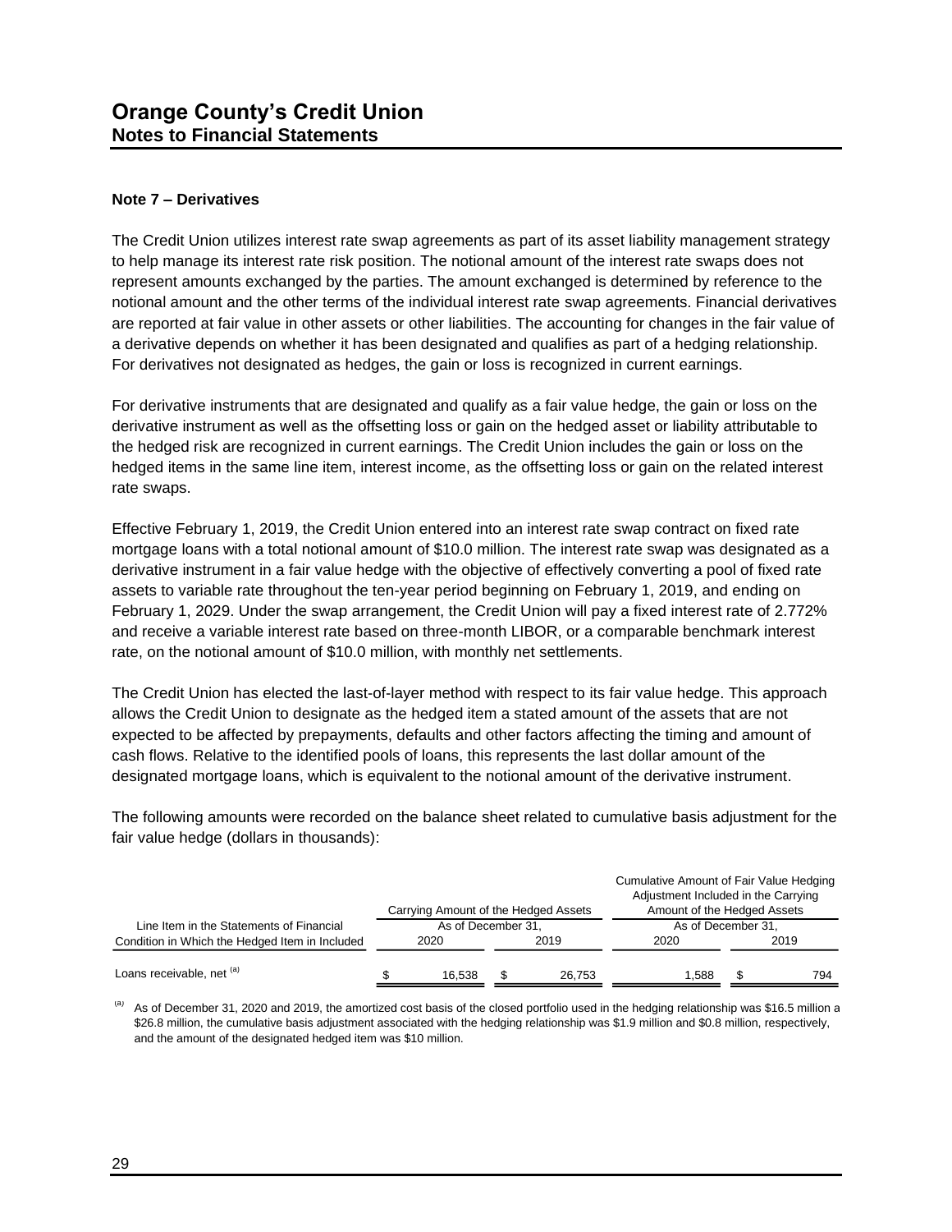# Orange County's Credit Union
## Notes to Financial Statements

### Note 7 – Derivatives

The Credit Union utilizes interest rate swap agreements as part of its asset liability management strategy to help manage its interest rate risk position. The notional amount of the interest rate swaps does not represent amounts exchanged by the parties. The amount exchanged is determined by reference to the notional amount and the other terms of the individual interest rate swap agreements. Financial derivatives are reported at fair value in other assets or other liabilities. The accounting for changes in the fair value of a derivative depends on whether it has been designated and qualifies as part of a hedging relationship. For derivatives not designated as hedges, the gain or loss is recognized in current earnings.

For derivative instruments that are designated and qualify as a fair value hedge, the gain or loss on the derivative instrument as well as the offsetting loss or gain on the hedged asset or liability attributable to the hedged risk are recognized in current earnings. The Credit Union includes the gain or loss on the hedged items in the same line item, interest income, as the offsetting loss or gain on the related interest rate swaps.

Effective February 1, 2019, the Credit Union entered into an interest rate swap contract on fixed rate mortgage loans with a total notional amount of $10.0 million. The interest rate swap was designated as a derivative instrument in a fair value hedge with the objective of effectively converting a pool of fixed rate assets to variable rate throughout the ten-year period beginning on February 1, 2019, and ending on February 1, 2029. Under the swap arrangement, the Credit Union will pay a fixed interest rate of 2.772% and receive a variable interest rate based on three-month LIBOR, or a comparable benchmark interest rate, on the notional amount of $10.0 million, with monthly net settlements.

The Credit Union has elected the last-of-layer method with respect to its fair value hedge. This approach allows the Credit Union to designate as the hedged item a stated amount of the assets that are not expected to be affected by prepayments, defaults and other factors affecting the timing and amount of cash flows. Relative to the identified pools of loans, this represents the last dollar amount of the designated mortgage loans, which is equivalent to the notional amount of the derivative instrument.

The following amounts were recorded on the balance sheet related to cumulative basis adjustment for the fair value hedge (dollars in thousands):

| Line Item in the Statements of Financial Condition in Which the Hedged Item in Included | Carrying Amount of the Hedged Assets As of December 31, | | Cumulative Amount of Fair Value Hedging Adjustment Included in the Carrying Amount of the Hedged Assets As of December 31, | |
|---|---|---|---|---|
| | 2020 | 2019 | 2020 | 2019 |
| Loans receivable, net [(a)] | $ 16,538 | $ 26,753 | 1,588 | $ 794 |

[(a)] As of December 31, 2020 and 2019, the amortized cost basis of the closed portfolio used in the hedging relationship was $16.5 million a $26.8 million, the cumulative basis adjustment associated with the hedging relationship was $1.9 million and $0.8 million, respectively, and the amount of the designated hedged item was $10 million.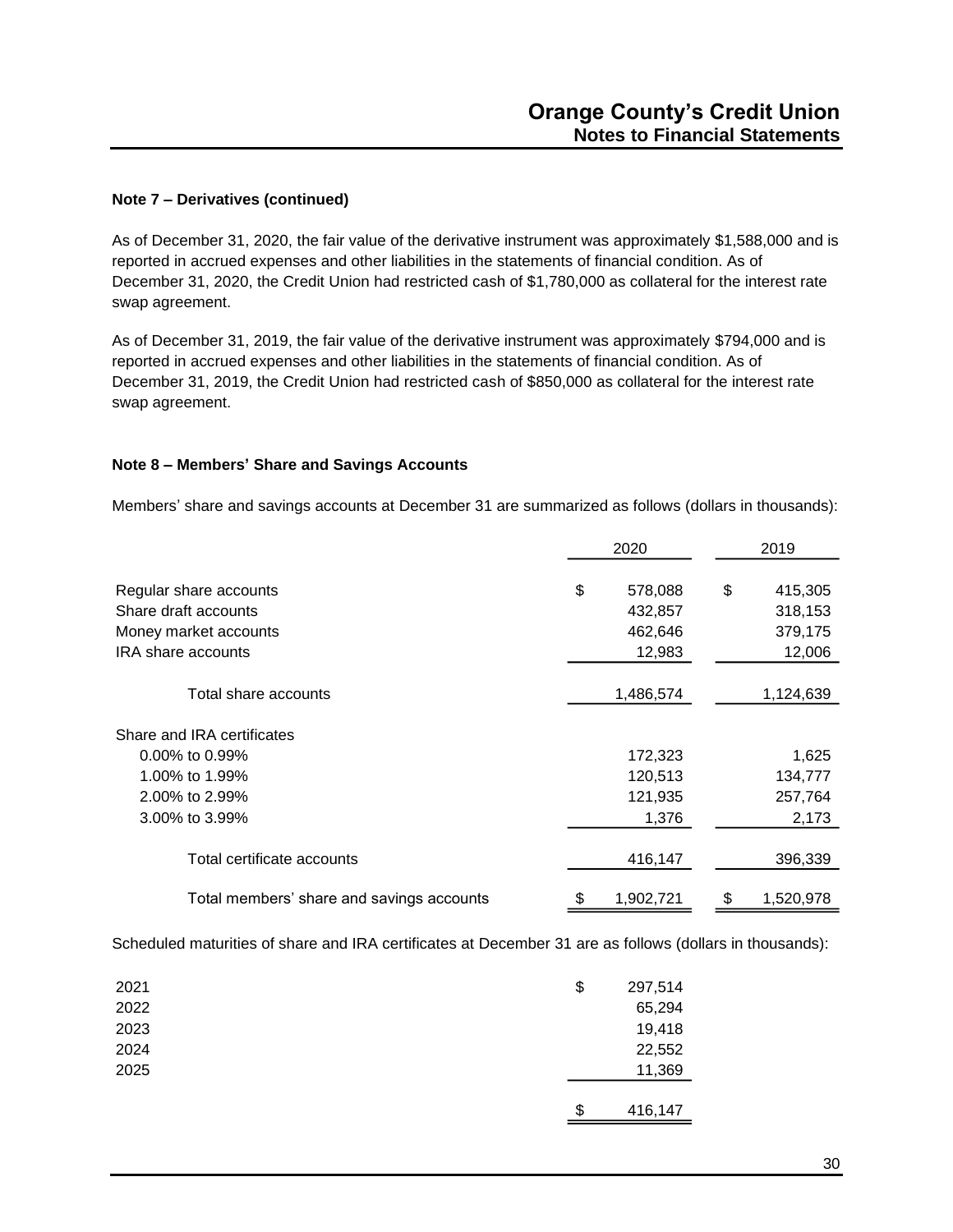**Note 7 – Derivatives (continued)**

As of December 31, 2020, the fair value of the derivative instrument was approximately $1,588,000 and is reported in accrued expenses and other liabilities in the statements of financial condition. As of December 31, 2020, the Credit Union had restricted cash of $1,780,000 as collateral for the interest rate swap agreement.

As of December 31, 2019, the fair value of the derivative instrument was approximately $794,000 and is reported in accrued expenses and other liabilities in the statements of financial condition. As of December 31, 2019, the Credit Union had restricted cash of $850,000 as collateral for the interest rate swap agreement.

**Note 8 – Members' Share and Savings Accounts**

Members' share and savings accounts at December 31 are summarized as follows (dollars in thousands):

| | 2020 | 2019 |
|---|---|---|
| Regular share accounts | $ 578,088 | $ 415,305 |
| Share draft accounts | 432,857 | 318,153 |
| Money market accounts | 462,646 | 379,175 |
| IRA share accounts | 12,983 | 12,006 |
| Total share accounts | 1,486,574 | 1,124,639 |
| Share and IRA certificates | | |
| 0.00% to 0.99% | 172,323 | 1,625 |
| 1.00% to 1.99% | 120,513 | 134,777 |
| 2.00% to 2.99% | 121,935 | 257,764 |
| 3.00% to 3.99% | 1,376 | 2,173 |
| Total certificate accounts | 416,147 | 396,339 |
| Total members' share and savings accounts | $ 1,902,721 | $ 1,520,978 |

Scheduled maturities of share and IRA certificates at December 31 are as follows (dollars in thousands):

| | |
|---|---|
| 2021 | $ 297,514 |
| 2022 | 65,294 |
| 2023 | 19,418 |
| 2024 | 22,552 |
| 2025 | 11,369 |
| | $ 416,147 |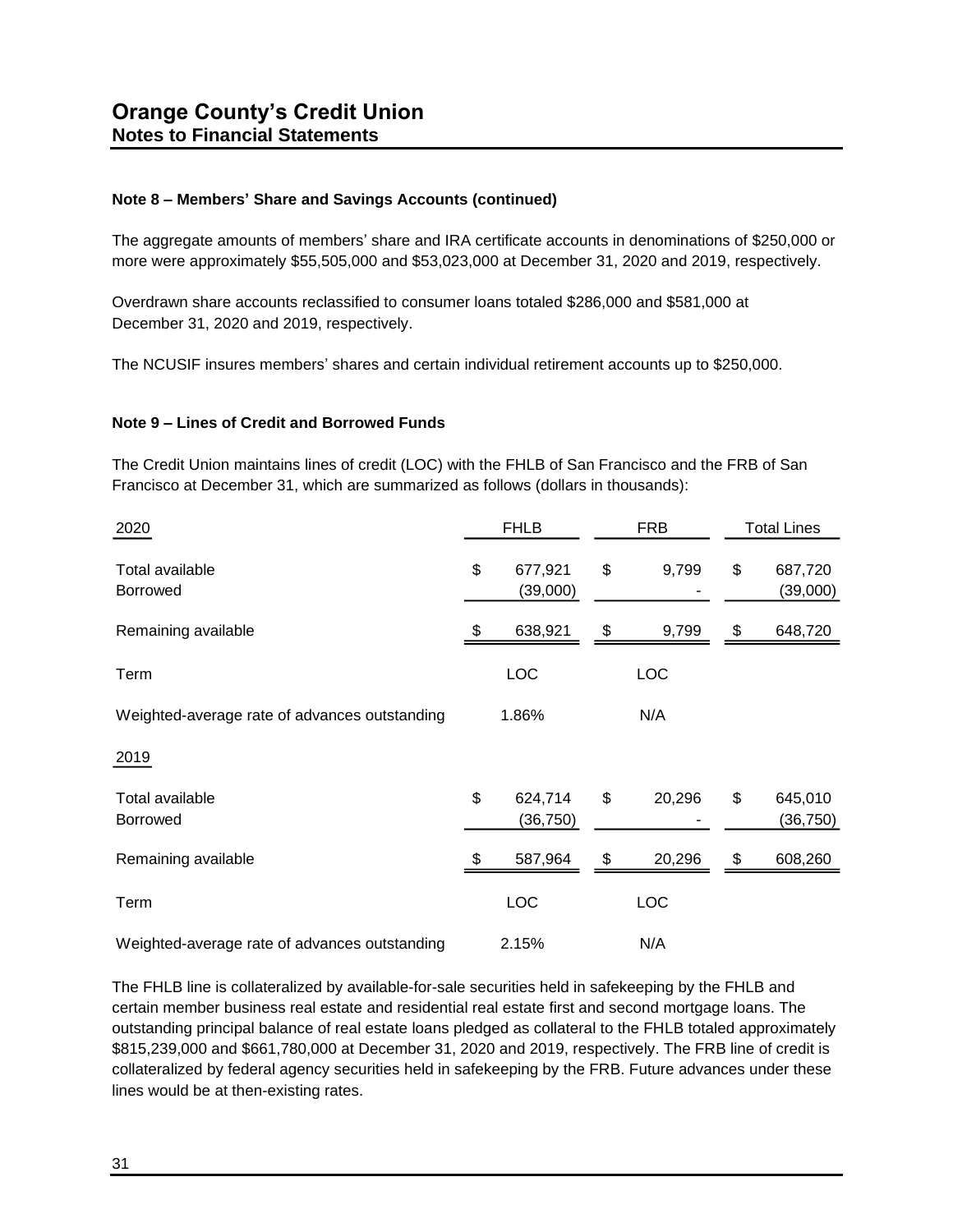# Orange County's Credit Union
## Notes to Financial Statements

### Note 8 – Members' Share and Savings Accounts (continued)

The aggregate amounts of members' share and IRA certificate accounts in denominations of $250,000 or more were approximately $55,505,000 and $53,023,000 at December 31, 2020 and 2019, respectively.

Overdrawn share accounts reclassified to consumer loans totaled $286,000 and $581,000 at December 31, 2020 and 2019, respectively.

The NCUSIF insures members' shares and certain individual retirement accounts up to $250,000.

### Note 9 – Lines of Credit and Borrowed Funds

The Credit Union maintains lines of credit (LOC) with the FHLB of San Francisco and the FRB of San Francisco at December 31, which are summarized as follows (dollars in thousands):

| 2020 | FHLB | FRB | Total Lines |
|---|---|---|---|
| Total available | $ 677,921 | $ 9,799 | $ 687,720 |
| Borrowed | (39,000) | - | (39,000) |
| Remaining available | $ 638,921 | $ 9,799 | $ 648,720 |
| Term | LOC | LOC | |
| Weighted-average rate of advances outstanding | 1.86% | N/A | |
| **2019** | | | |
| Total available | $ 624,714 | $ 20,296 | $ 645,010 |
| Borrowed | (36,750) | - | (36,750) |
| Remaining available | $ 587,964 | $ 20,296 | $ 608,260 |
| Term | LOC | LOC | |
| Weighted-average rate of advances outstanding | 2.15% | N/A | |

The FHLB line is collateralized by available-for-sale securities held in safekeeping by the FHLB and certain member business real estate and residential real estate first and second mortgage loans. The outstanding principal balance of real estate loans pledged as collateral to the FHLB totaled approximately $815,239,000 and $661,780,000 at December 31, 2020 and 2019, respectively. The FRB line of credit is collateralized by federal agency securities held in safekeeping by the FRB. Future advances under these lines would be at then-existing rates.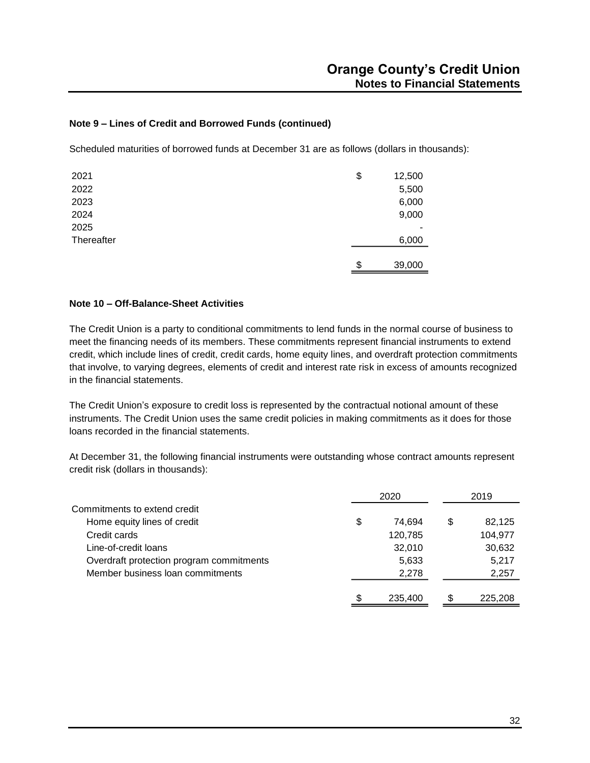### Note 9 – Lines of Credit and Borrowed Funds (continued)

Scheduled maturities of borrowed funds at December 31 are as follows (dollars in thousands):

| | |
|---|---|
| 2021 | $ 12,500 |
| 2022 | 5,500 |
| 2023 | 6,000 |
| 2024 | 9,000 |
| 2025 | - |
| Thereafter | 6,000 |
| | $ 39,000 |

### Note 10 – Off-Balance-Sheet Activities

The Credit Union is a party to conditional commitments to lend funds in the normal course of business to meet the financing needs of its members. These commitments represent financial instruments to extend credit, which include lines of credit, credit cards, home equity lines, and overdraft protection commitments that involve, to varying degrees, elements of credit and interest rate risk in excess of amounts recognized in the financial statements.

The Credit Union's exposure to credit loss is represented by the contractual notional amount of these instruments. The Credit Union uses the same credit policies in making commitments as it does for those loans recorded in the financial statements.

At December 31, the following financial instruments were outstanding whose contract amounts represent credit risk (dollars in thousands):

| | 2020 | 2019 |
|---|---|---|
| Commitments to extend credit | | |
| Home equity lines of credit | $ 74,694 | $ 82,125 |
| Credit cards | 120,785 | 104,977 |
| Line-of-credit loans | 32,010 | 30,632 |
| Overdraft protection program commitments | 5,633 | 5,217 |
| Member business loan commitments | 2,278 | 2,257 |
| | $ 235,400 | $ 225,208 |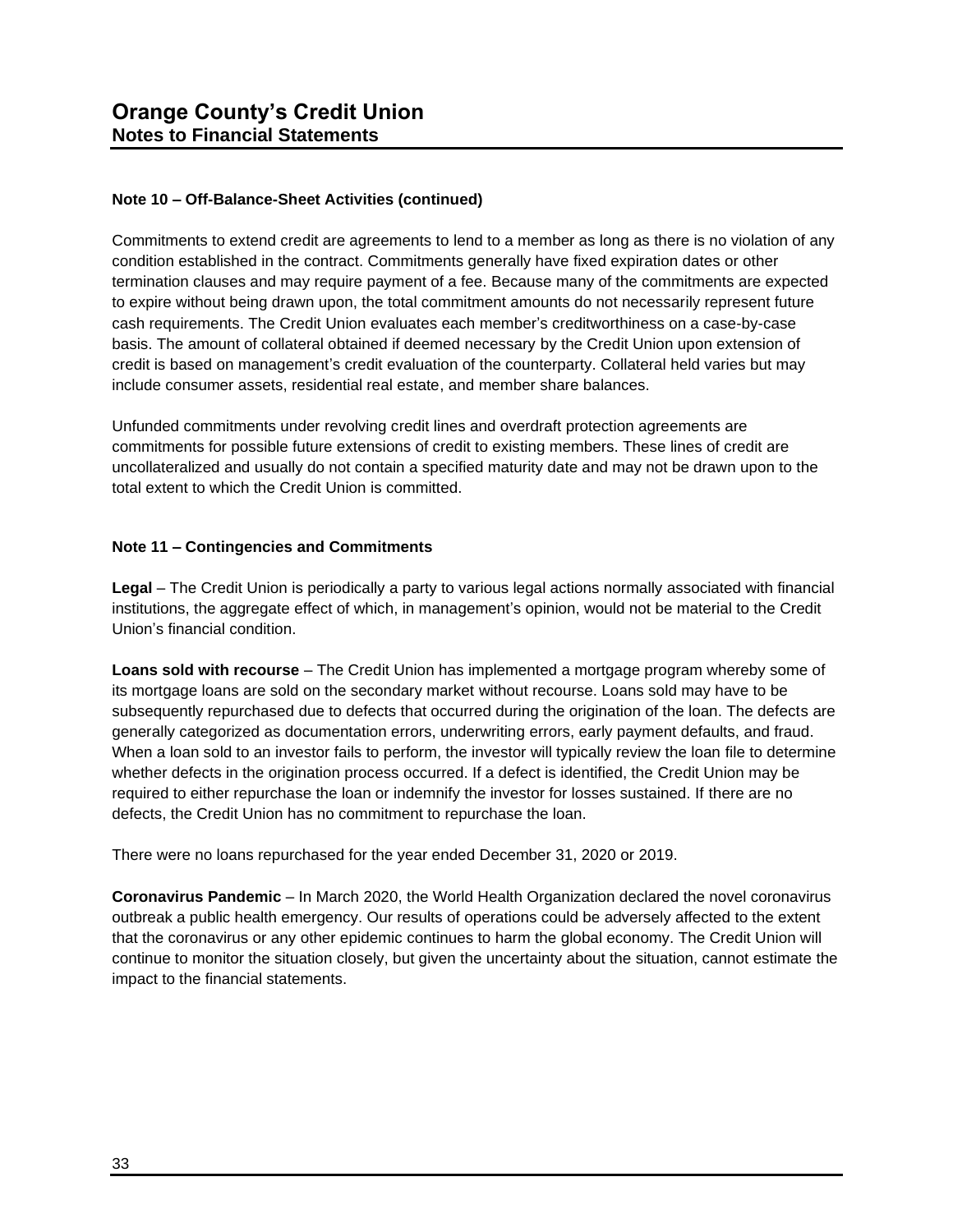# Orange County's Credit Union
## Notes to Financial Statements

### Note 10 – Off-Balance-Sheet Activities (continued)

Commitments to extend credit are agreements to lend to a member as long as there is no violation of any condition established in the contract. Commitments generally have fixed expiration dates or other termination clauses and may require payment of a fee. Because many of the commitments are expected to expire without being drawn upon, the total commitment amounts do not necessarily represent future cash requirements. The Credit Union evaluates each member's creditworthiness on a case-by-case basis. The amount of collateral obtained if deemed necessary by the Credit Union upon extension of credit is based on management's credit evaluation of the counterparty. Collateral held varies but may include consumer assets, residential real estate, and member share balances.

Unfunded commitments under revolving credit lines and overdraft protection agreements are commitments for possible future extensions of credit to existing members. These lines of credit are uncollateralized and usually do not contain a specified maturity date and may not be drawn upon to the total extent to which the Credit Union is committed.

### Note 11 – Contingencies and Commitments

**Legal** – The Credit Union is periodically a party to various legal actions normally associated with financial institutions, the aggregate effect of which, in management's opinion, would not be material to the Credit Union's financial condition.

**Loans sold with recourse** – The Credit Union has implemented a mortgage program whereby some of its mortgage loans are sold on the secondary market without recourse. Loans sold may have to be subsequently repurchased due to defects that occurred during the origination of the loan. The defects are generally categorized as documentation errors, underwriting errors, early payment defaults, and fraud. When a loan sold to an investor fails to perform, the investor will typically review the loan file to determine whether defects in the origination process occurred. If a defect is identified, the Credit Union may be required to either repurchase the loan or indemnify the investor for losses sustained. If there are no defects, the Credit Union has no commitment to repurchase the loan.

There were no loans repurchased for the year ended December 31, 2020 or 2019.

**Coronavirus Pandemic** – In March 2020, the World Health Organization declared the novel coronavirus outbreak a public health emergency. Our results of operations could be adversely affected to the extent that the coronavirus or any other epidemic continues to harm the global economy. The Credit Union will continue to monitor the situation closely, but given the uncertainty about the situation, cannot estimate the impact to the financial statements.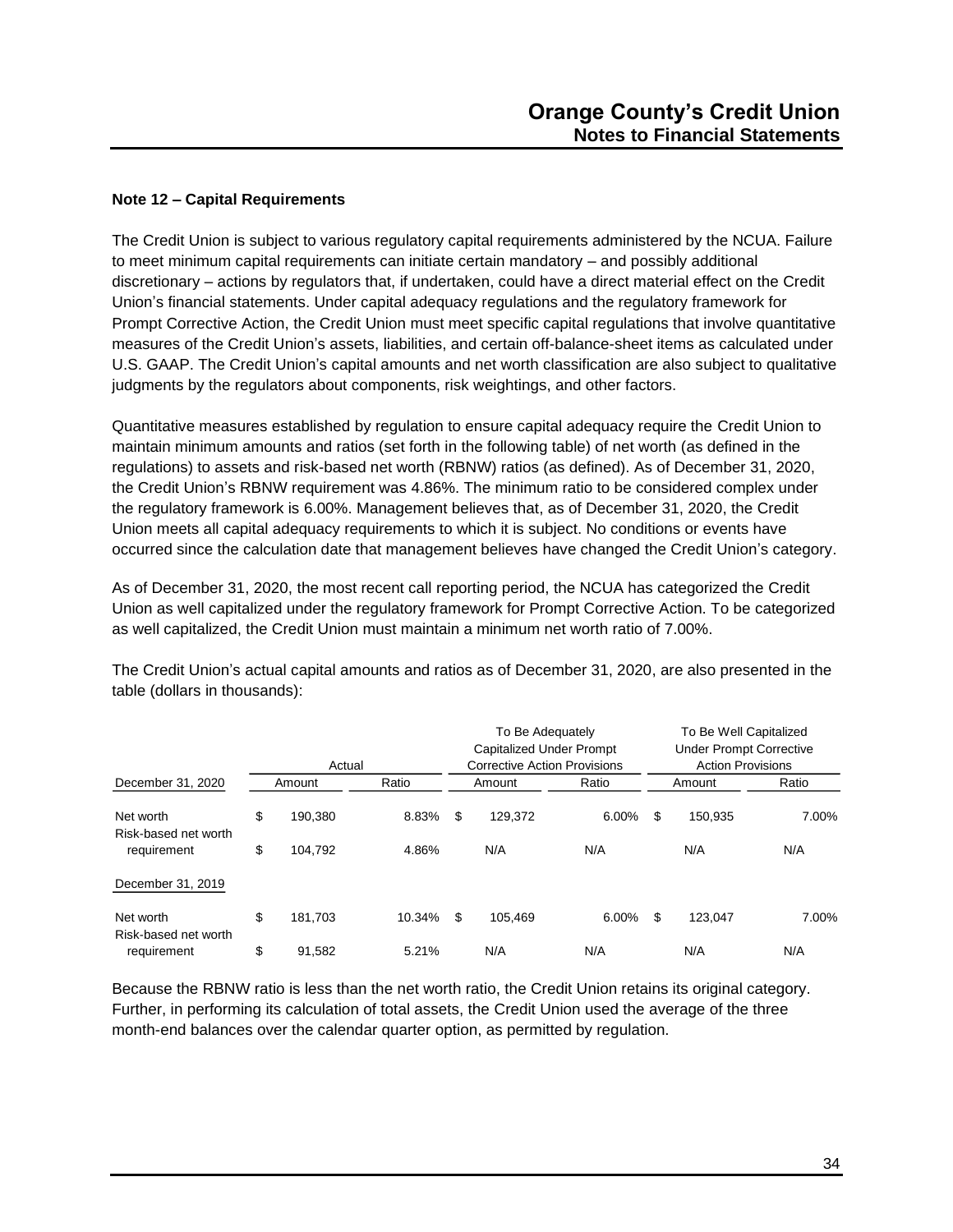### Note 12 – Capital Requirements

The Credit Union is subject to various regulatory capital requirements administered by the NCUA. Failure to meet minimum capital requirements can initiate certain mandatory – and possibly additional discretionary – actions by regulators that, if undertaken, could have a direct material effect on the Credit Union's financial statements. Under capital adequacy regulations and the regulatory framework for Prompt Corrective Action, the Credit Union must meet specific capital regulations that involve quantitative measures of the Credit Union's assets, liabilities, and certain off-balance-sheet items as calculated under U.S. GAAP. The Credit Union's capital amounts and net worth classification are also subject to qualitative judgments by the regulators about components, risk weightings, and other factors.

Quantitative measures established by regulation to ensure capital adequacy require the Credit Union to maintain minimum amounts and ratios (set forth in the following table) of net worth (as defined in the regulations) to assets and risk-based net worth (RBNW) ratios (as defined). As of December 31, 2020, the Credit Union's RBNW requirement was 4.86%. The minimum ratio to be considered complex under the regulatory framework is 6.00%. Management believes that, as of December 31, 2020, the Credit Union meets all capital adequacy requirements to which it is subject. No conditions or events have occurred since the calculation date that management believes have changed the Credit Union's category.

As of December 31, 2020, the most recent call reporting period, the NCUA has categorized the Credit Union as well capitalized under the regulatory framework for Prompt Corrective Action. To be categorized as well capitalized, the Credit Union must maintain a minimum net worth ratio of 7.00%.

The Credit Union's actual capital amounts and ratios as of December 31, 2020, are also presented in the table (dollars in thousands):

| | Actual | | To Be Adequately Capitalized Under Prompt Corrective Action Provisions | | To Be Well Capitalized Under Prompt Corrective Action Provisions | |
|---|---|---|---|---|---|---|
| December 31, 2020 | Amount | Ratio | Amount | Ratio | Amount | Ratio |
| Net worth | $ 190,380 | 8.83% | $ 129,372 | 6.00% | $ 150,935 | 7.00% |
| Risk-based net worth requirement | $ 104,792 | 4.86% | N/A | N/A | N/A | N/A |
| December 31, 2019 | | | | | | |
| Net worth | $ 181,703 | 10.34% | $ 105,469 | 6.00% | $ 123,047 | 7.00% |
| Risk-based net worth requirement | $ 91,582 | 5.21% | N/A | N/A | N/A | N/A |

Because the RBNW ratio is less than the net worth ratio, the Credit Union retains its original category. Further, in performing its calculation of total assets, the Credit Union used the average of the three month-end balances over the calendar quarter option, as permitted by regulation.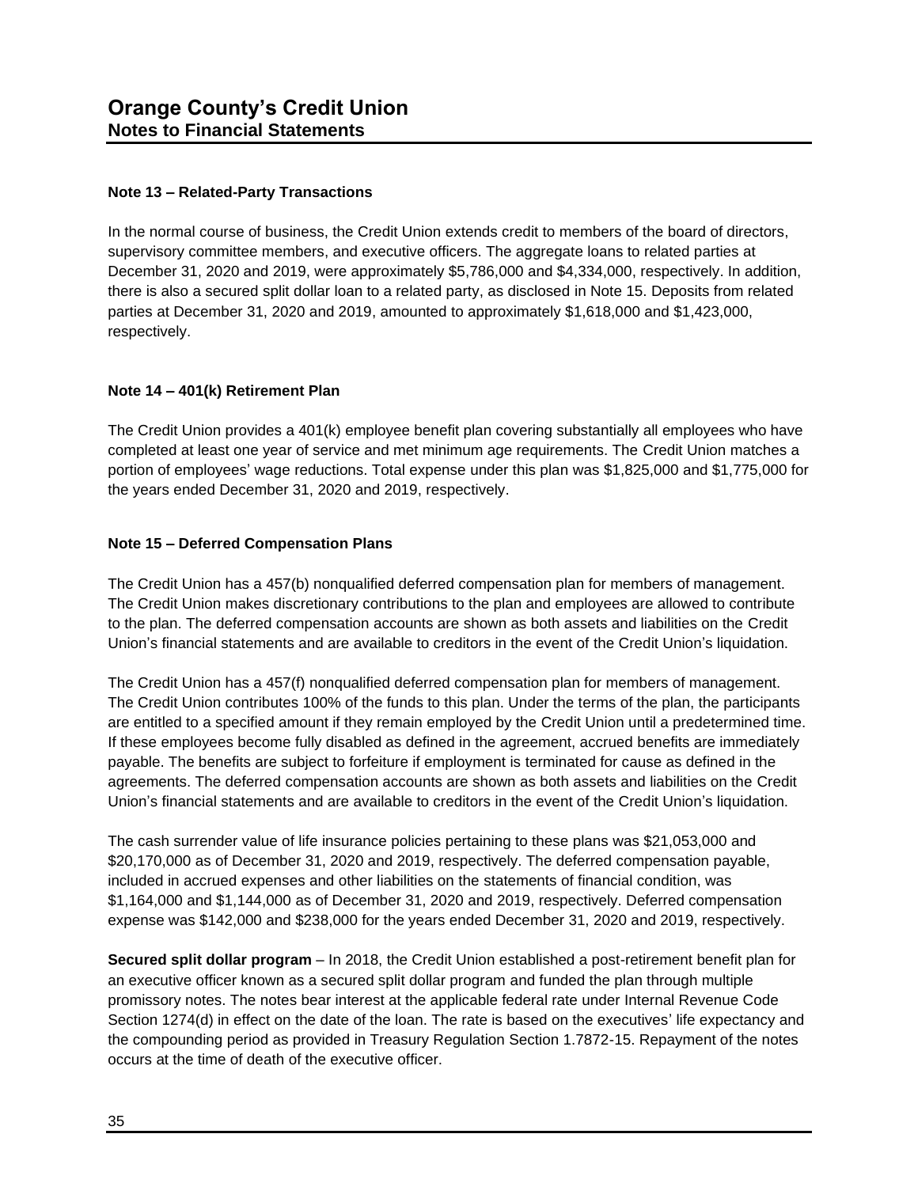## Note 13 – Related-Party Transactions

In the normal course of business, the Credit Union extends credit to members of the board of directors, supervisory committee members, and executive officers. The aggregate loans to related parties at December 31, 2020 and 2019, were approximately $5,786,000 and $4,334,000, respectively. In addition, there is also a secured split dollar loan to a related party, as disclosed in Note 15. Deposits from related parties at December 31, 2020 and 2019, amounted to approximately $1,618,000 and $1,423,000, respectively.

## Note 14 – 401(k) Retirement Plan

The Credit Union provides a 401(k) employee benefit plan covering substantially all employees who have completed at least one year of service and met minimum age requirements. The Credit Union matches a portion of employees' wage reductions. Total expense under this plan was $1,825,000 and $1,775,000 for the years ended December 31, 2020 and 2019, respectively.

## Note 15 – Deferred Compensation Plans

The Credit Union has a 457(b) nonqualified deferred compensation plan for members of management. The Credit Union makes discretionary contributions to the plan and employees are allowed to contribute to the plan. The deferred compensation accounts are shown as both assets and liabilities on the Credit Union's financial statements and are available to creditors in the event of the Credit Union's liquidation.

The Credit Union has a 457(f) nonqualified deferred compensation plan for members of management. The Credit Union contributes 100% of the funds to this plan. Under the terms of the plan, the participants are entitled to a specified amount if they remain employed by the Credit Union until a predetermined time. If these employees become fully disabled as defined in the agreement, accrued benefits are immediately payable. The benefits are subject to forfeiture if employment is terminated for cause as defined in the agreements. The deferred compensation accounts are shown as both assets and liabilities on the Credit Union's financial statements and are available to creditors in the event of the Credit Union's liquidation.

The cash surrender value of life insurance policies pertaining to these plans was $21,053,000 and $20,170,000 as of December 31, 2020 and 2019, respectively. The deferred compensation payable, included in accrued expenses and other liabilities on the statements of financial condition, was $1,164,000 and $1,144,000 as of December 31, 2020 and 2019, respectively. Deferred compensation expense was $142,000 and $238,000 for the years ended December 31, 2020 and 2019, respectively.

**Secured split dollar program** – In 2018, the Credit Union established a post-retirement benefit plan for an executive officer known as a secured split dollar program and funded the plan through multiple promissory notes. The notes bear interest at the applicable federal rate under Internal Revenue Code Section 1274(d) in effect on the date of the loan. The rate is based on the executives' life expectancy and the compounding period as provided in Treasury Regulation Section 1.7872-15. Repayment of the notes occurs at the time of death of the executive officer.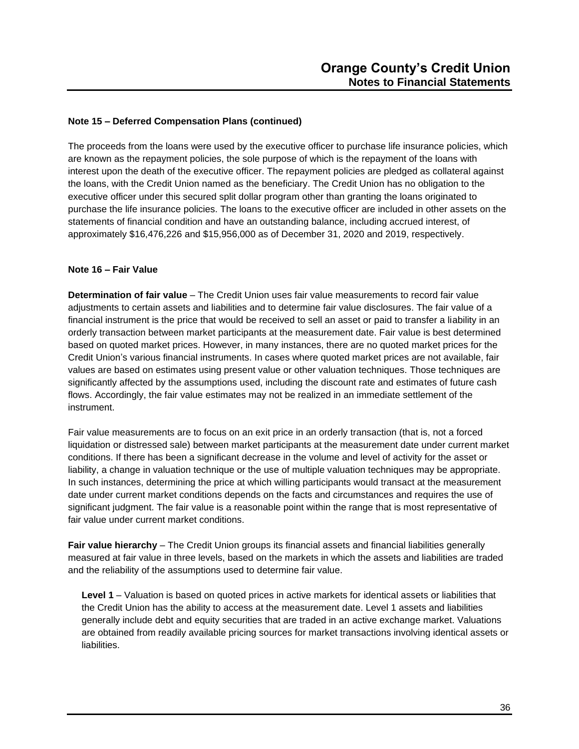### Note 15 – Deferred Compensation Plans (continued)

The proceeds from the loans were used by the executive officer to purchase life insurance policies, which are known as the repayment policies, the sole purpose of which is the repayment of the loans with interest upon the death of the executive officer. The repayment policies are pledged as collateral against the loans, with the Credit Union named as the beneficiary. The Credit Union has no obligation to the executive officer under this secured split dollar program other than granting the loans originated to purchase the life insurance policies. The loans to the executive officer are included in other assets on the statements of financial condition and have an outstanding balance, including accrued interest, of approximately $16,476,226 and $15,956,000 as of December 31, 2020 and 2019, respectively.

### Note 16 – Fair Value

**Determination of fair value** – The Credit Union uses fair value measurements to record fair value adjustments to certain assets and liabilities and to determine fair value disclosures. The fair value of a financial instrument is the price that would be received to sell an asset or paid to transfer a liability in an orderly transaction between market participants at the measurement date. Fair value is best determined based on quoted market prices. However, in many instances, there are no quoted market prices for the Credit Union's various financial instruments. In cases where quoted market prices are not available, fair values are based on estimates using present value or other valuation techniques. Those techniques are significantly affected by the assumptions used, including the discount rate and estimates of future cash flows. Accordingly, the fair value estimates may not be realized in an immediate settlement of the instrument.

Fair value measurements are to focus on an exit price in an orderly transaction (that is, not a forced liquidation or distressed sale) between market participants at the measurement date under current market conditions. If there has been a significant decrease in the volume and level of activity for the asset or liability, a change in valuation technique or the use of multiple valuation techniques may be appropriate. In such instances, determining the price at which willing participants would transact at the measurement date under current market conditions depends on the facts and circumstances and requires the use of significant judgment. The fair value is a reasonable point within the range that is most representative of fair value under current market conditions.

**Fair value hierarchy** – The Credit Union groups its financial assets and financial liabilities generally measured at fair value in three levels, based on the markets in which the assets and liabilities are traded and the reliability of the assumptions used to determine fair value.

**Level 1** – Valuation is based on quoted prices in active markets for identical assets or liabilities that the Credit Union has the ability to access at the measurement date. Level 1 assets and liabilities generally include debt and equity securities that are traded in an active exchange market. Valuations are obtained from readily available pricing sources for market transactions involving identical assets or liabilities.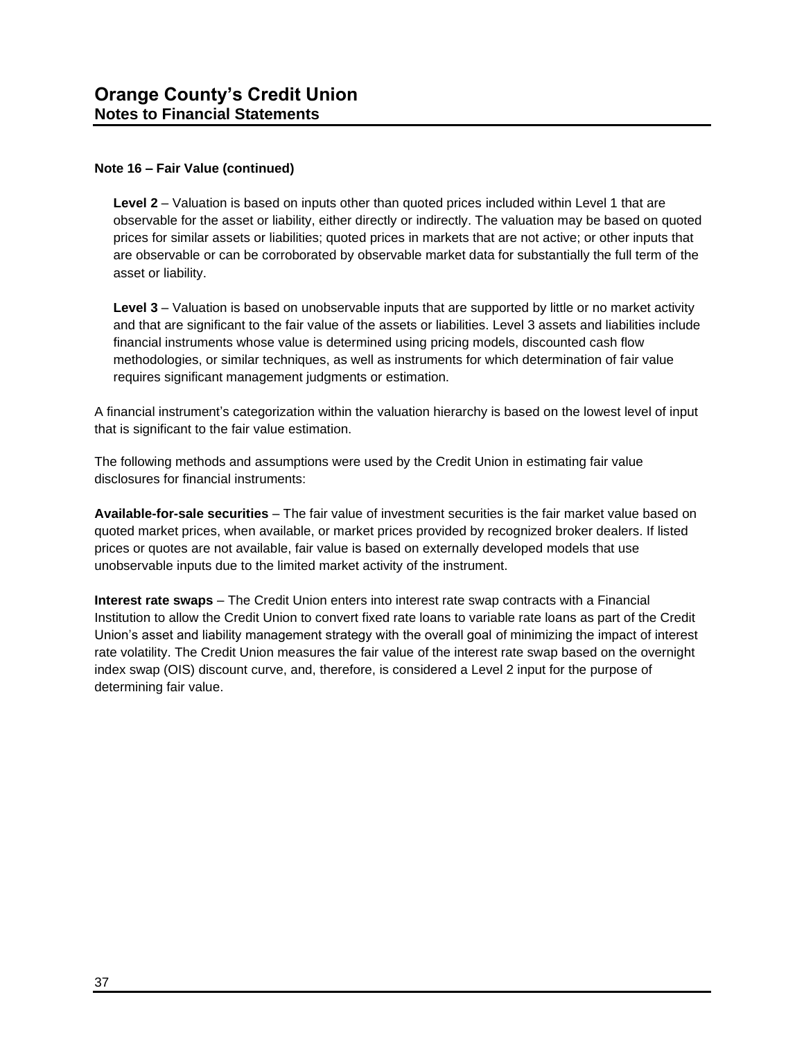**Note 16 – Fair Value (continued)**

**Level 2** – Valuation is based on inputs other than quoted prices included within Level 1 that are observable for the asset or liability, either directly or indirectly. The valuation may be based on quoted prices for similar assets or liabilities; quoted prices in markets that are not active; or other inputs that are observable or can be corroborated by observable market data for substantially the full term of the asset or liability.

**Level 3** – Valuation is based on unobservable inputs that are supported by little or no market activity and that are significant to the fair value of the assets or liabilities. Level 3 assets and liabilities include financial instruments whose value is determined using pricing models, discounted cash flow methodologies, or similar techniques, as well as instruments for which determination of fair value requires significant management judgments or estimation.

A financial instrument's categorization within the valuation hierarchy is based on the lowest level of input that is significant to the fair value estimation.

The following methods and assumptions were used by the Credit Union in estimating fair value disclosures for financial instruments:

**Available-for-sale securities** – The fair value of investment securities is the fair market value based on quoted market prices, when available, or market prices provided by recognized broker dealers. If listed prices or quotes are not available, fair value is based on externally developed models that use unobservable inputs due to the limited market activity of the instrument.

**Interest rate swaps** – The Credit Union enters into interest rate swap contracts with a Financial Institution to allow the Credit Union to convert fixed rate loans to variable rate loans as part of the Credit Union's asset and liability management strategy with the overall goal of minimizing the impact of interest rate volatility. The Credit Union measures the fair value of the interest rate swap based on the overnight index swap (OIS) discount curve, and, therefore, is considered a Level 2 input for the purpose of determining fair value.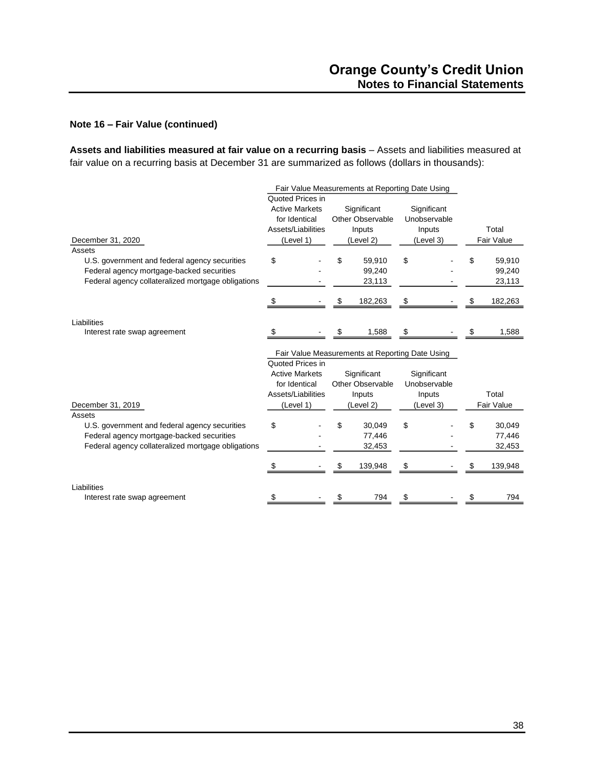### Note 16 – Fair Value (continued)

**Assets and liabilities measured at fair value on a recurring basis** – Assets and liabilities measured at fair value on a recurring basis at December 31 are summarized as follows (dollars in thousands):

| | Fair Value Measurements at Reporting Date Using | | | |
|---|---|---|---|---|
| December 31, 2020 | Quoted Prices in Active Markets for Identical Assets/Liabilities (Level 1) | Significant Other Observable Inputs (Level 2) | Significant Unobservable Inputs (Level 3) | Total Fair Value |
| Assets | | | | |
| U.S. government and federal agency securities | $ - | $ 59,910 | $ - | $ 59,910 |
| Federal agency mortgage-backed securities | - | 99,240 | - | 99,240 |
| Federal agency collateralized mortgage obligations | - | 23,113 | - | 23,113 |
| | $ - | $ 182,263 | $ - | $ 182,263 |
| Liabilities | | | | |
| Interest rate swap agreement | $ - | $ 1,588 | $ - | $ 1,588 |

| | Fair Value Measurements at Reporting Date Using | | | |
|---|---|---|---|---|
| December 31, 2019 | Quoted Prices in Active Markets for Identical Assets/Liabilities (Level 1) | Significant Other Observable Inputs (Level 2) | Significant Unobservable Inputs (Level 3) | Total Fair Value |
| Assets | | | | |
| U.S. government and federal agency securities | $ - | $ 30,049 | $ - | $ 30,049 |
| Federal agency mortgage-backed securities | - | 77,446 | - | 77,446 |
| Federal agency collateralized mortgage obligations | - | 32,453 | - | 32,453 |
| | $ - | $ 139,948 | $ - | $ 139,948 |
| Liabilities | | | | |
| Interest rate swap agreement | $ - | $ 794 | $ - | $ 794 |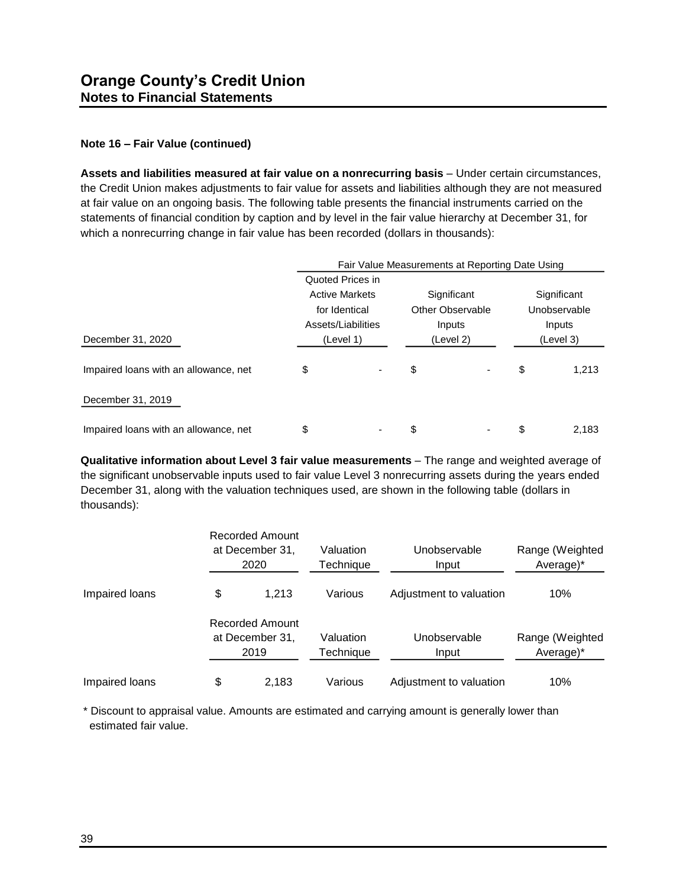# Orange County's Credit Union
## Notes to Financial Statements

### Note 16 – Fair Value (continued)

**Assets and liabilities measured at fair value on a nonrecurring basis** – Under certain circumstances, the Credit Union makes adjustments to fair value for assets and liabilities although they are not measured at fair value on an ongoing basis. The following table presents the financial instruments carried on the statements of financial condition by caption and by level in the fair value hierarchy at December 31, for which a nonrecurring change in fair value has been recorded (dollars in thousands):

| | Fair Value Measurements at Reporting Date Using | | |
|---|---|---|---|
| December 31, 2020 | Quoted Prices in Active Markets for Identical Assets/Liabilities (Level 1) | Significant Other Observable Inputs (Level 2) | Significant Unobservable Inputs (Level 3) |
| Impaired loans with an allowance, net | $ - | $ - | $ 1,213 |
| **December 31, 2019** | | | |
| Impaired loans with an allowance, net | $ - | $ - | $ 2,183 |

**Qualitative information about Level 3 fair value measurements** – The range and weighted average of the significant unobservable inputs used to fair value Level 3 nonrecurring assets during the years ended December 31, along with the valuation techniques used, are shown in the following table (dollars in thousands):

| | Recorded Amount at December 31, 2020 | Valuation Technique | Unobservable Input | Range (Weighted Average)* |
|---|---|---|---|---|
| Impaired loans | $ 1,213 | Various | Adjustment to valuation | 10% |

| | Recorded Amount at December 31, 2019 | Valuation Technique | Unobservable Input | Range (Weighted Average)* |
|---|---|---|---|---|
| Impaired loans | $ 2,183 | Various | Adjustment to valuation | 10% |

\* Discount to appraisal value. Amounts are estimated and carrying amount is generally lower than estimated fair value.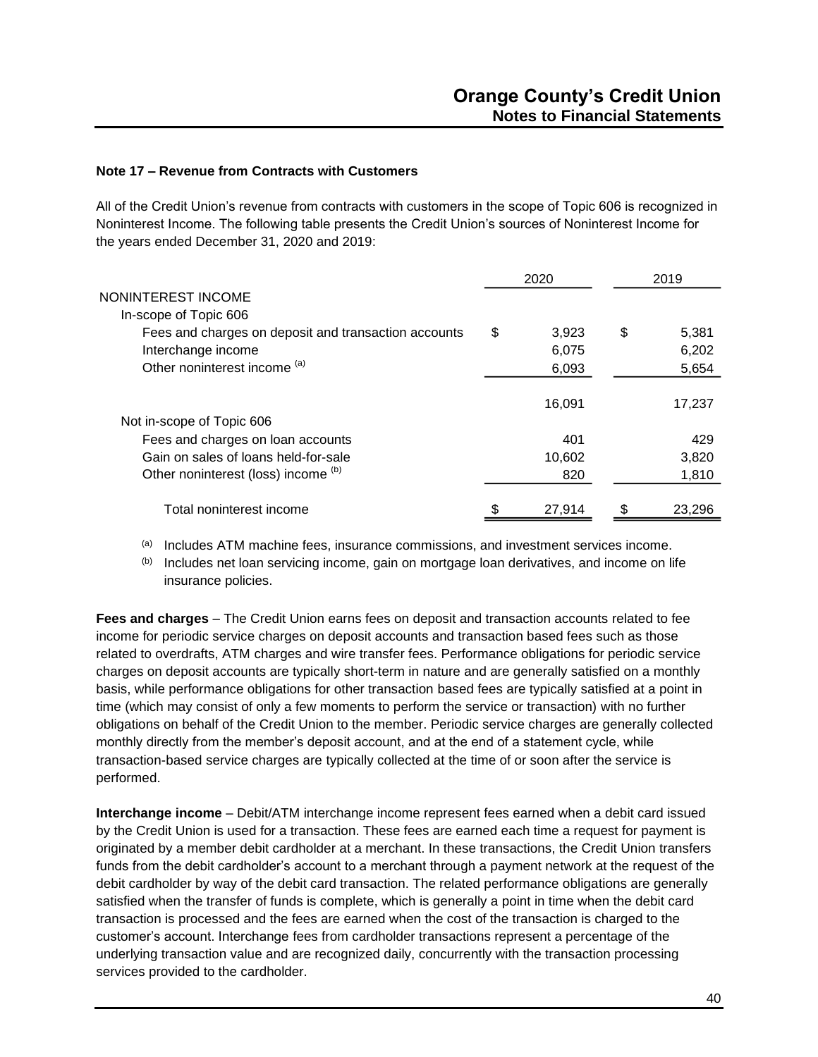### Note 17 – Revenue from Contracts with Customers

All of the Credit Union's revenue from contracts with customers in the scope of Topic 606 is recognized in Noninterest Income. The following table presents the Credit Union's sources of Noninterest Income for the years ended December 31, 2020 and 2019:

| | 2020 | 2019 |
|---|---|---|
| NONINTEREST INCOME | | |
| In-scope of Topic 606 | | |
| Fees and charges on deposit and transaction accounts | $ 3,923 | $ 5,381 |
| Interchange income | 6,075 | 6,202 |
| Other noninterest income [(a)] | 6,093 | 5,654 |
| | 16,091 | 17,237 |
| Not in-scope of Topic 606 | | |
| Fees and charges on loan accounts | 401 | 429 |
| Gain on sales of loans held-for-sale | 10,602 | 3,820 |
| Other noninterest (loss) income [(b)] | 820 | 1,810 |
| Total noninterest income | $ 27,914 | $ 23,296 |

[(a)] Includes ATM machine fees, insurance commissions, and investment services income.

[(b)] Includes net loan servicing income, gain on mortgage loan derivatives, and income on life insurance policies.

**Fees and charges** – The Credit Union earns fees on deposit and transaction accounts related to fee income for periodic service charges on deposit accounts and transaction based fees such as those related to overdrafts, ATM charges and wire transfer fees. Performance obligations for periodic service charges on deposit accounts are typically short-term in nature and are generally satisfied on a monthly basis, while performance obligations for other transaction based fees are typically satisfied at a point in time (which may consist of only a few moments to perform the service or transaction) with no further obligations on behalf of the Credit Union to the member. Periodic service charges are generally collected monthly directly from the member's deposit account, and at the end of a statement cycle, while transaction-based service charges are typically collected at the time of or soon after the service is performed.

**Interchange income** – Debit/ATM interchange income represent fees earned when a debit card issued by the Credit Union is used for a transaction. These fees are earned each time a request for payment is originated by a member debit cardholder at a merchant. In these transactions, the Credit Union transfers funds from the debit cardholder's account to a merchant through a payment network at the request of the debit cardholder by way of the debit card transaction. The related performance obligations are generally satisfied when the transfer of funds is complete, which is generally a point in time when the debit card transaction is processed and the fees are earned when the cost of the transaction is charged to the customer's account. Interchange fees from cardholder transactions represent a percentage of the underlying transaction value and are recognized daily, concurrently with the transaction processing services provided to the cardholder.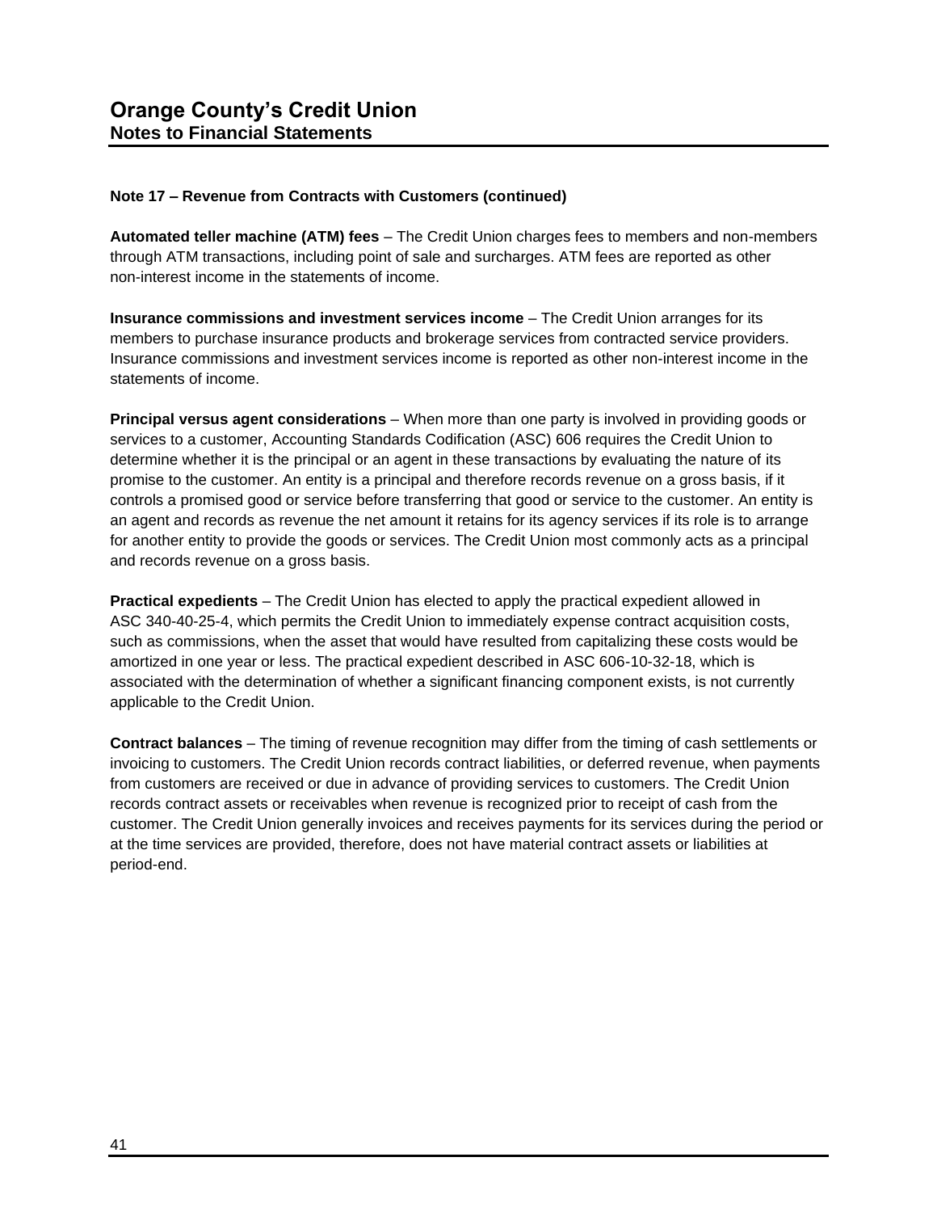**Note 17 – Revenue from Contracts with Customers (continued)**

**Automated teller machine (ATM) fees** – The Credit Union charges fees to members and non-members through ATM transactions, including point of sale and surcharges. ATM fees are reported as other non-interest income in the statements of income.

**Insurance commissions and investment services income** – The Credit Union arranges for its members to purchase insurance products and brokerage services from contracted service providers. Insurance commissions and investment services income is reported as other non-interest income in the statements of income.

**Principal versus agent considerations** – When more than one party is involved in providing goods or services to a customer, Accounting Standards Codification (ASC) 606 requires the Credit Union to determine whether it is the principal or an agent in these transactions by evaluating the nature of its promise to the customer. An entity is a principal and therefore records revenue on a gross basis, if it controls a promised good or service before transferring that good or service to the customer. An entity is an agent and records as revenue the net amount it retains for its agency services if its role is to arrange for another entity to provide the goods or services. The Credit Union most commonly acts as a principal and records revenue on a gross basis.

**Practical expedients** – The Credit Union has elected to apply the practical expedient allowed in ASC 340-40-25-4, which permits the Credit Union to immediately expense contract acquisition costs, such as commissions, when the asset that would have resulted from capitalizing these costs would be amortized in one year or less. The practical expedient described in ASC 606-10-32-18, which is associated with the determination of whether a significant financing component exists, is not currently applicable to the Credit Union.

**Contract balances** – The timing of revenue recognition may differ from the timing of cash settlements or invoicing to customers. The Credit Union records contract liabilities, or deferred revenue, when payments from customers are received or due in advance of providing services to customers. The Credit Union records contract assets or receivables when revenue is recognized prior to receipt of cash from the customer. The Credit Union generally invoices and receives payments for its services during the period or at the time services are provided, therefore, does not have material contract assets or liabilities at period-end.